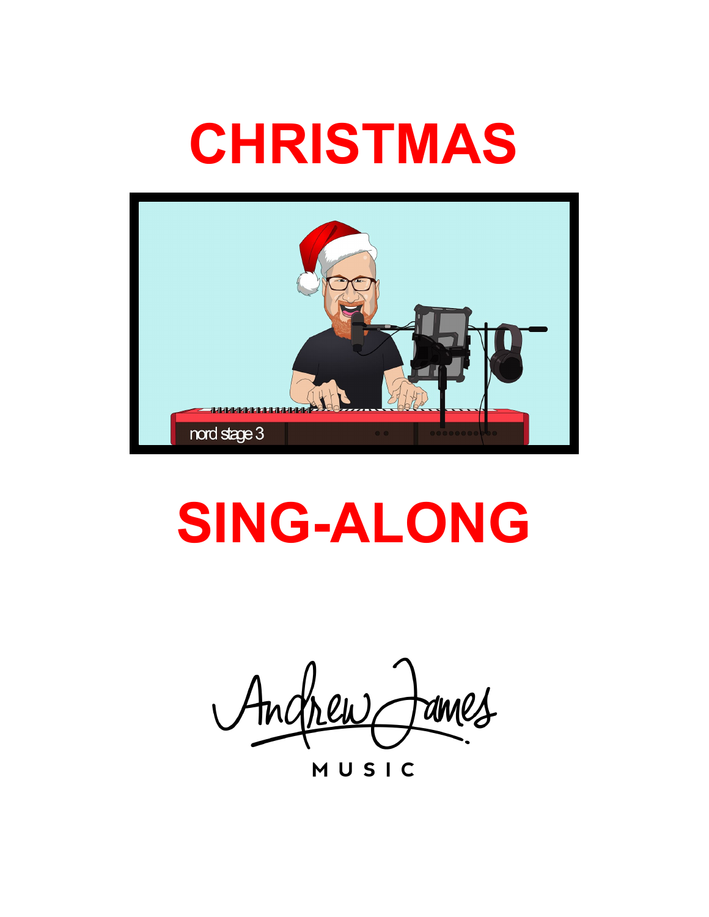# CHRISTMAS

# SING-ALONG

Andrew James

MUSIC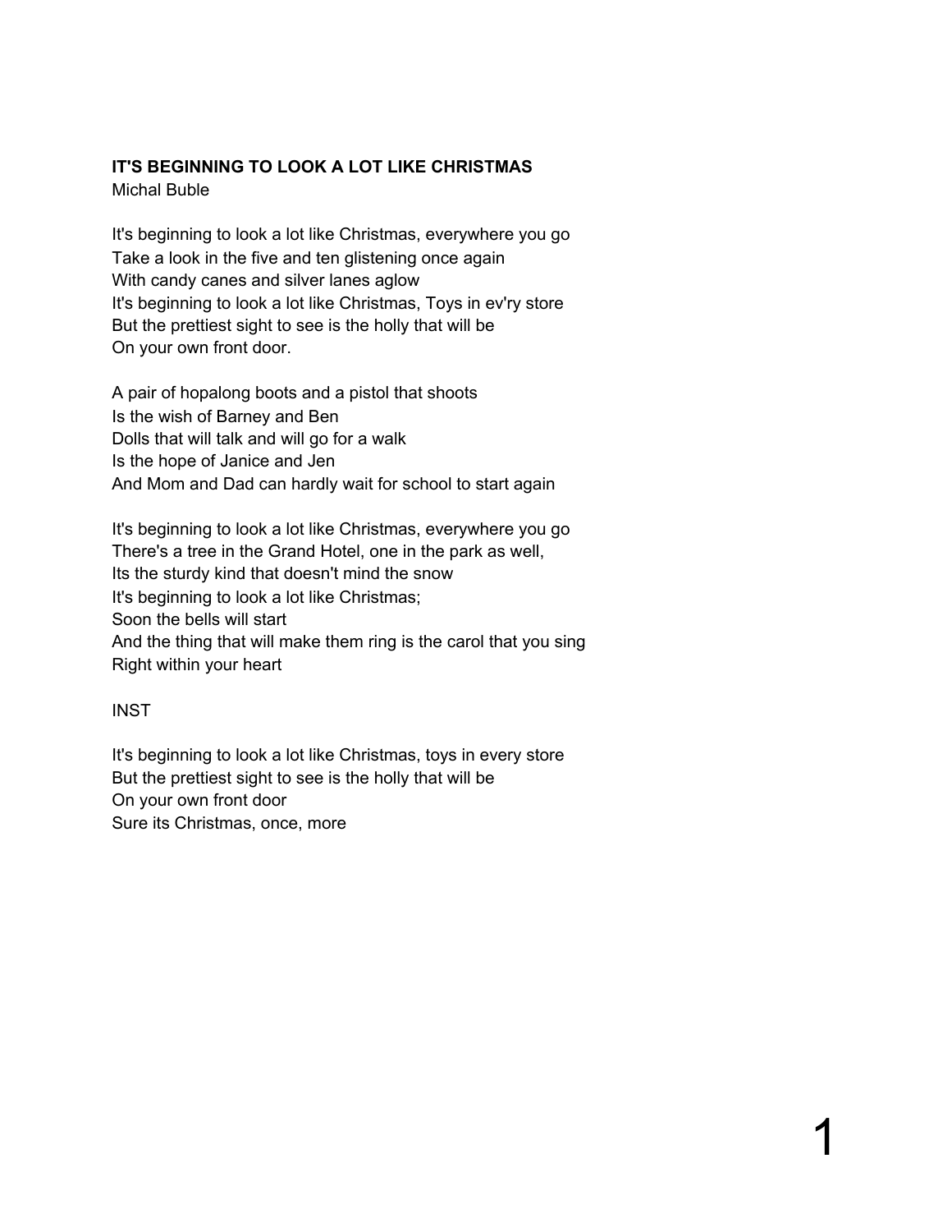**IT'S BEGINNING TO LOOK A LOT LIKE CHRISTMAS**
Michal Buble

It's beginning to look a lot like Christmas, everywhere you go
Take a look in the five and ten glistening once again
With candy canes and silver lanes aglow
It's beginning to look a lot like Christmas, Toys in ev'ry store
But the prettiest sight to see is the holly that will be
On your own front door.

A pair of hopalong boots and a pistol that shoots
Is the wish of Barney and Ben
Dolls that will talk and will go for a walk
Is the hope of Janice and Jen
And Mom and Dad can hardly wait for school to start again

It's beginning to look a lot like Christmas, everywhere you go
There's a tree in the Grand Hotel, one in the park as well,
Its the sturdy kind that doesn't mind the snow
It's beginning to look a lot like Christmas;
Soon the bells will start
And the thing that will make them ring is the carol that you sing
Right within your heart

INST

It's beginning to look a lot like Christmas, toys in every store
But the prettiest sight to see is the holly that will be
On your own front door
Sure its Christmas, once, more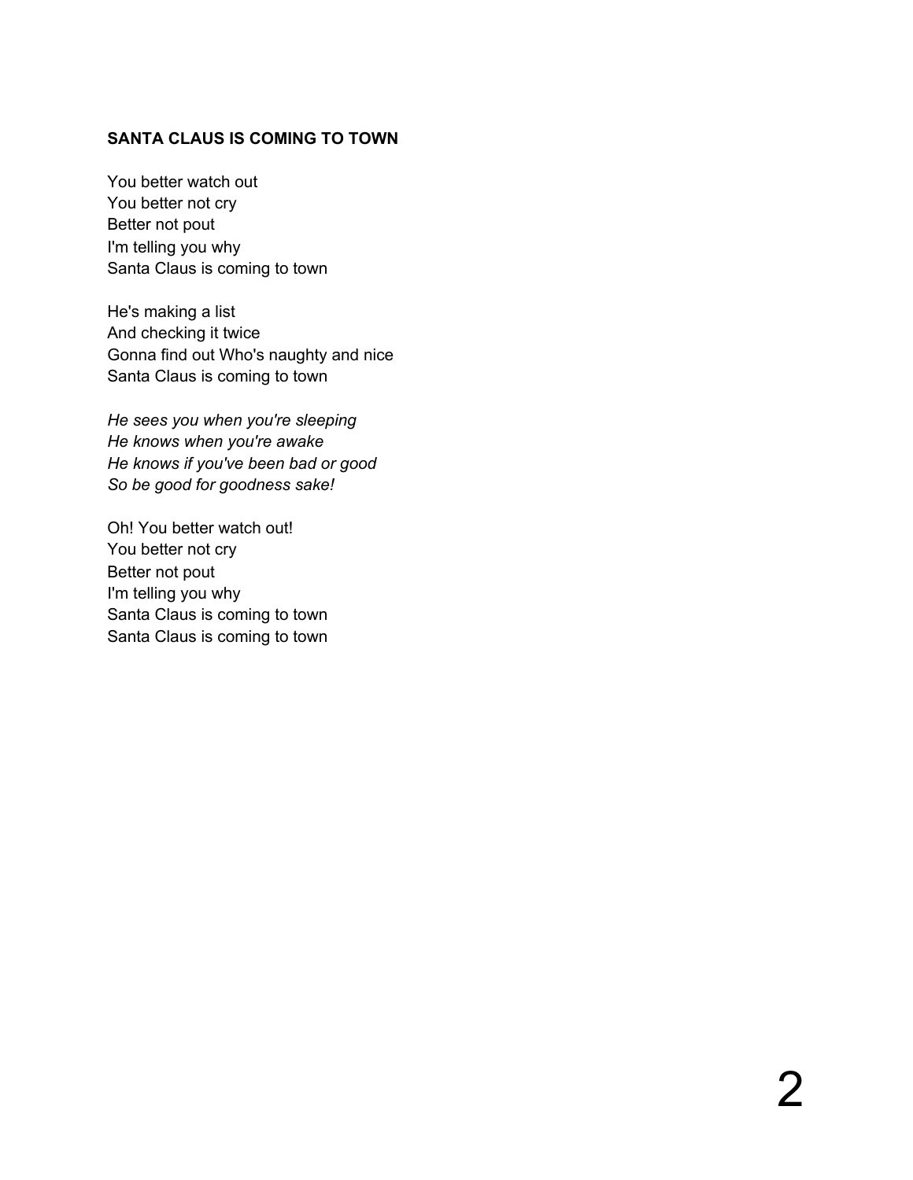**SANTA CLAUS IS COMING TO TOWN**

You better watch out
You better not cry
Better not pout
I'm telling you why
Santa Claus is coming to town

He's making a list
And checking it twice
Gonna find out Who's naughty and nice
Santa Claus is coming to town

*He sees you when you're sleeping*
*He knows when you're awake*
*He knows if you've been bad or good*
*So be good for goodness sake!*

Oh! You better watch out!
You better not cry
Better not pout
I'm telling you why
Santa Claus is coming to town
Santa Claus is coming to town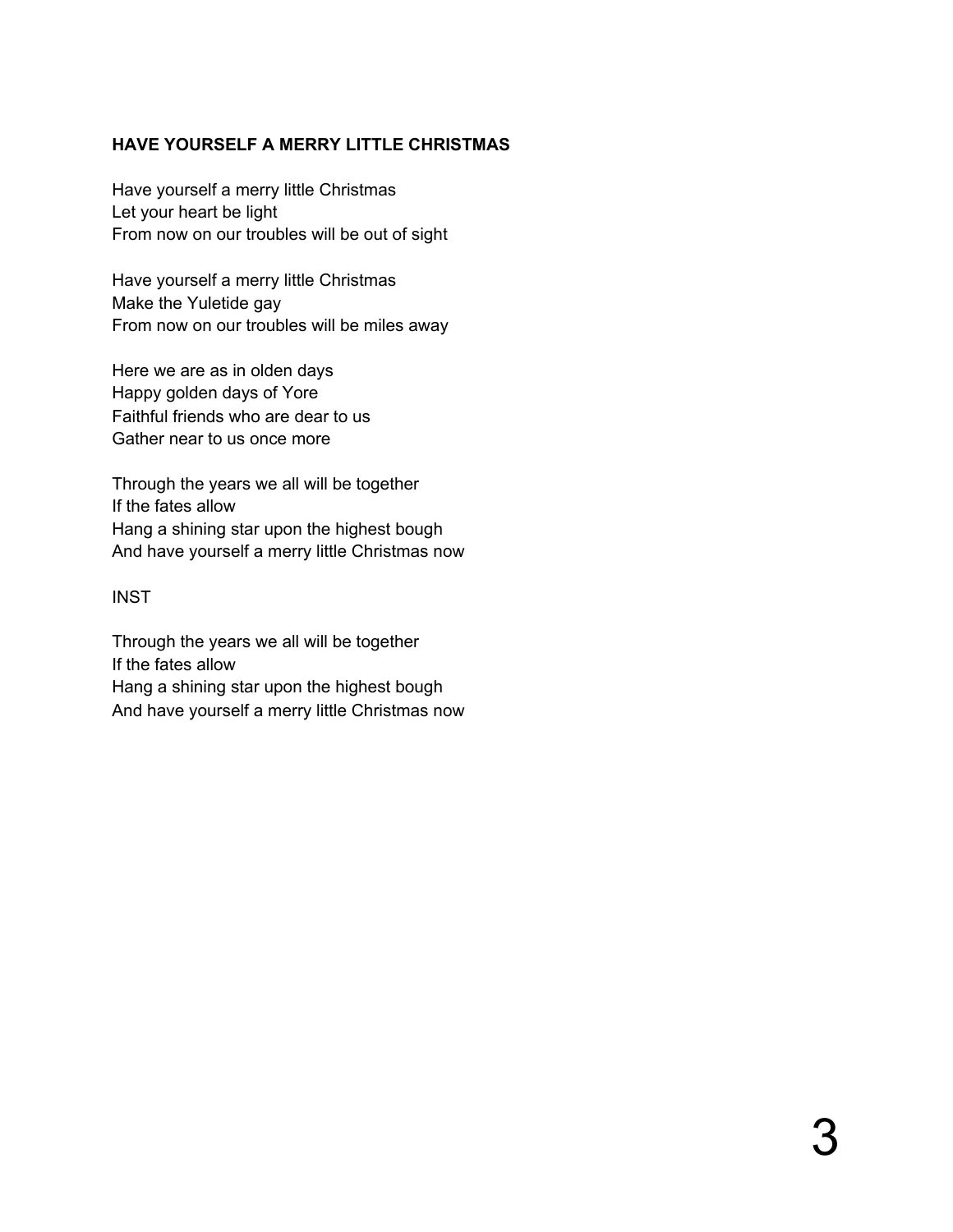**HAVE YOURSELF A MERRY LITTLE CHRISTMAS**

Have yourself a merry little Christmas
Let your heart be light
From now on our troubles will be out of sight

Have yourself a merry little Christmas
Make the Yuletide gay
From now on our troubles will be miles away

Here we are as in olden days
Happy golden days of Yore
Faithful friends who are dear to us
Gather near to us once more

Through the years we all will be together
If the fates allow
Hang a shining star upon the highest bough
And have yourself a merry little Christmas now

INST

Through the years we all will be together
If the fates allow
Hang a shining star upon the highest bough
And have yourself a merry little Christmas now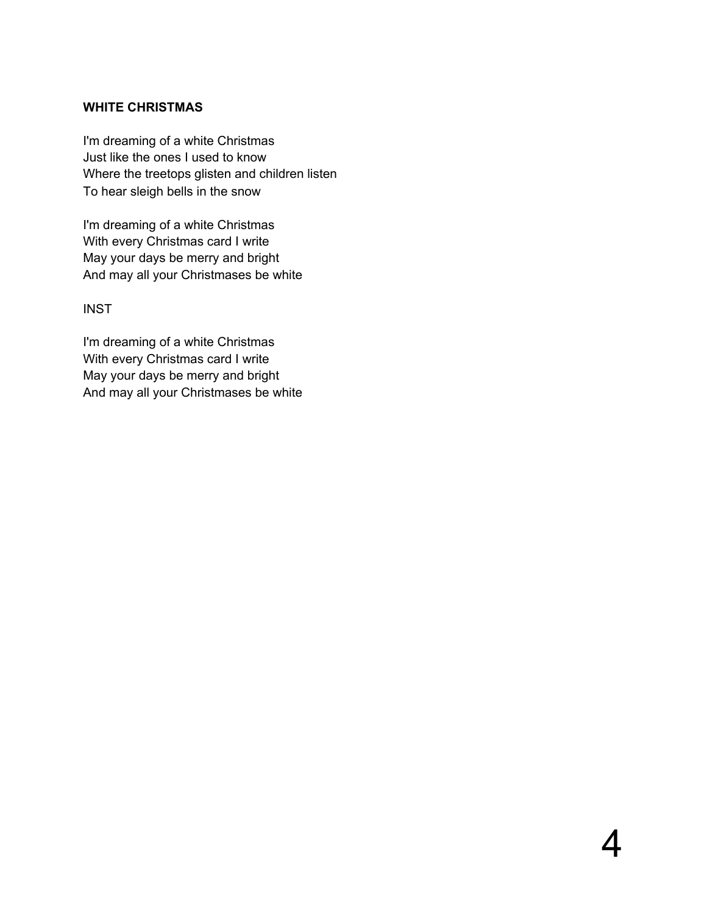**WHITE CHRISTMAS**

I'm dreaming of a white Christmas
Just like the ones I used to know
Where the treetops glisten and children listen
To hear sleigh bells in the snow

I'm dreaming of a white Christmas
With every Christmas card I write
May your days be merry and bright
And may all your Christmases be white

INST

I'm dreaming of a white Christmas
With every Christmas card I write
May your days be merry and bright
And may all your Christmases be white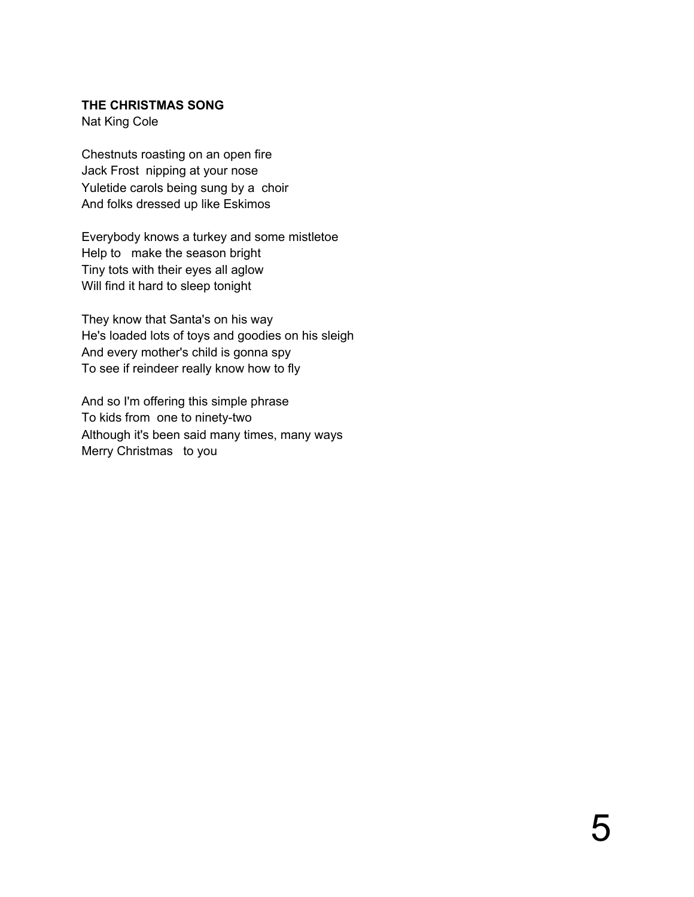**THE CHRISTMAS SONG**
Nat King Cole

Chestnuts roasting on an open fire
Jack Frost nipping at your nose
Yuletide carols being sung by a choir
And folks dressed up like Eskimos

Everybody knows a turkey and some mistletoe
Help to make the season bright
Tiny tots with their eyes all aglow
Will find it hard to sleep tonight

They know that Santa's on his way
He's loaded lots of toys and goodies on his sleigh
And every mother's child is gonna spy
To see if reindeer really know how to fly

And so I'm offering this simple phrase
To kids from one to ninety-two
Although it's been said many times, many ways
Merry Christmas to you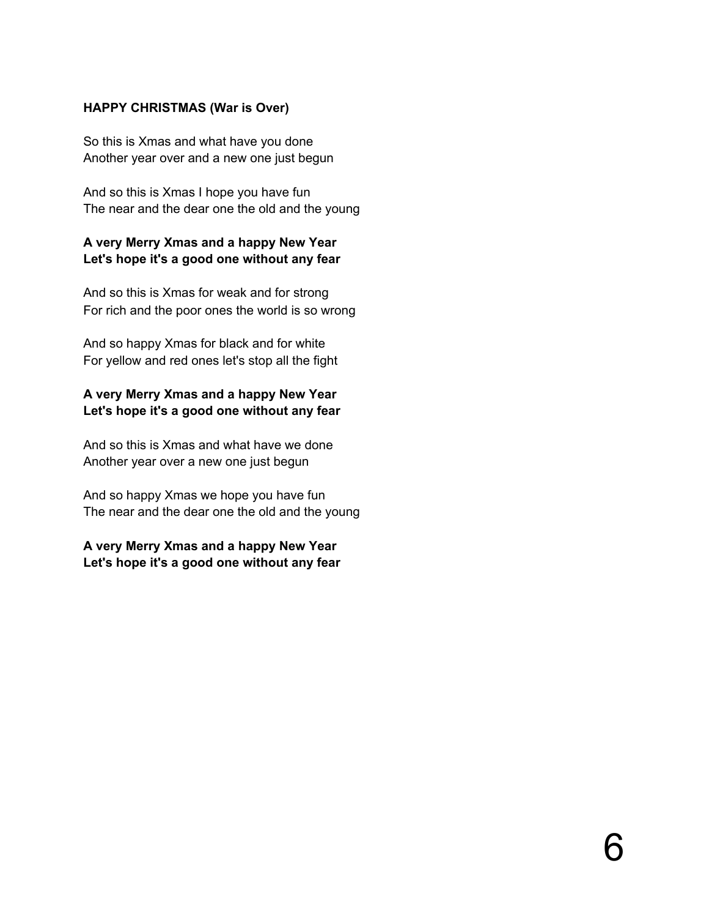**HAPPY CHRISTMAS (War is Over)**

So this is Xmas and what have you done
Another year over and a new one just begun

And so this is Xmas I hope you have fun
The near and the dear one the old and the young

**A very Merry Xmas and a happy New Year**
**Let's hope it's a good one without any fear**

And so this is Xmas for weak and for strong
For rich and the poor ones the world is so wrong

And so happy Xmas for black and for white
For yellow and red ones let's stop all the fight

**A very Merry Xmas and a happy New Year**
**Let's hope it's a good one without any fear**

And so this is Xmas and what have we done
Another year over a new one just begun

And so happy Xmas we hope you have fun
The near and the dear one the old and the young

**A very Merry Xmas and a happy New Year**
**Let's hope it's a good one without any fear**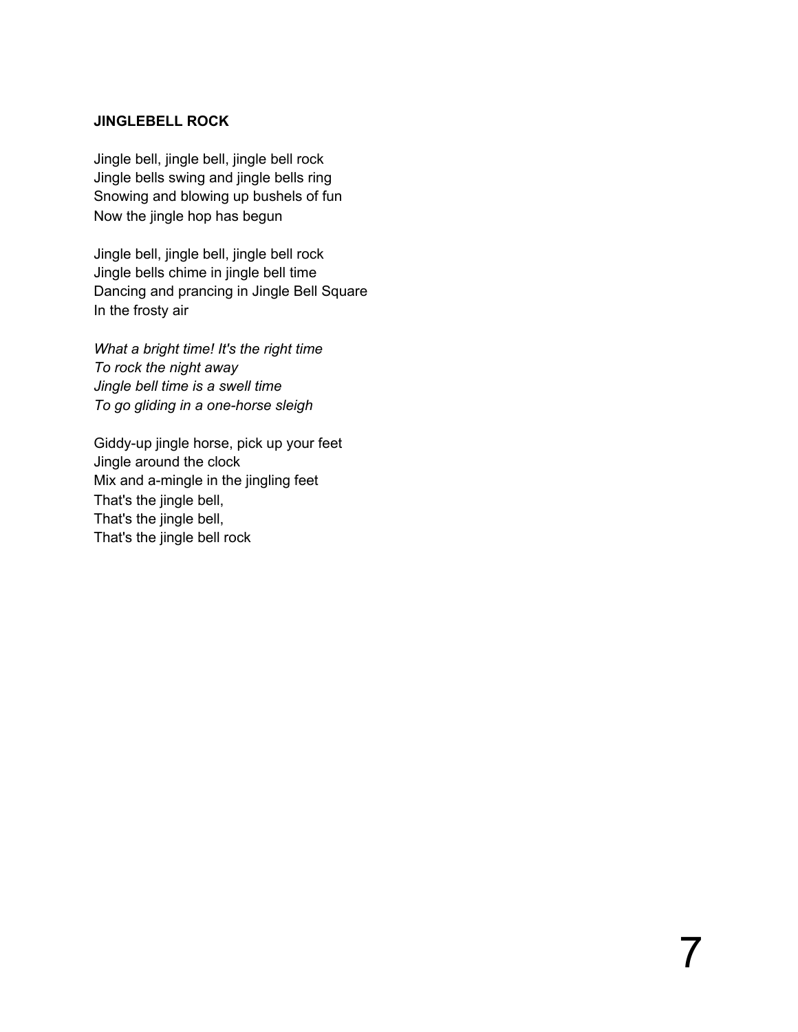**JINGLEBELL ROCK**

Jingle bell, jingle bell, jingle bell rock
Jingle bells swing and jingle bells ring
Snowing and blowing up bushels of fun
Now the jingle hop has begun

Jingle bell, jingle bell, jingle bell rock
Jingle bells chime in jingle bell time
Dancing and prancing in Jingle Bell Square
In the frosty air

*What a bright time! It's the right time*
*To rock the night away*
*Jingle bell time is a swell time*
*To go gliding in a one-horse sleigh*

Giddy-up jingle horse, pick up your feet
Jingle around the clock
Mix and a-mingle in the jingling feet
That's the jingle bell,
That's the jingle bell,
That's the jingle bell rock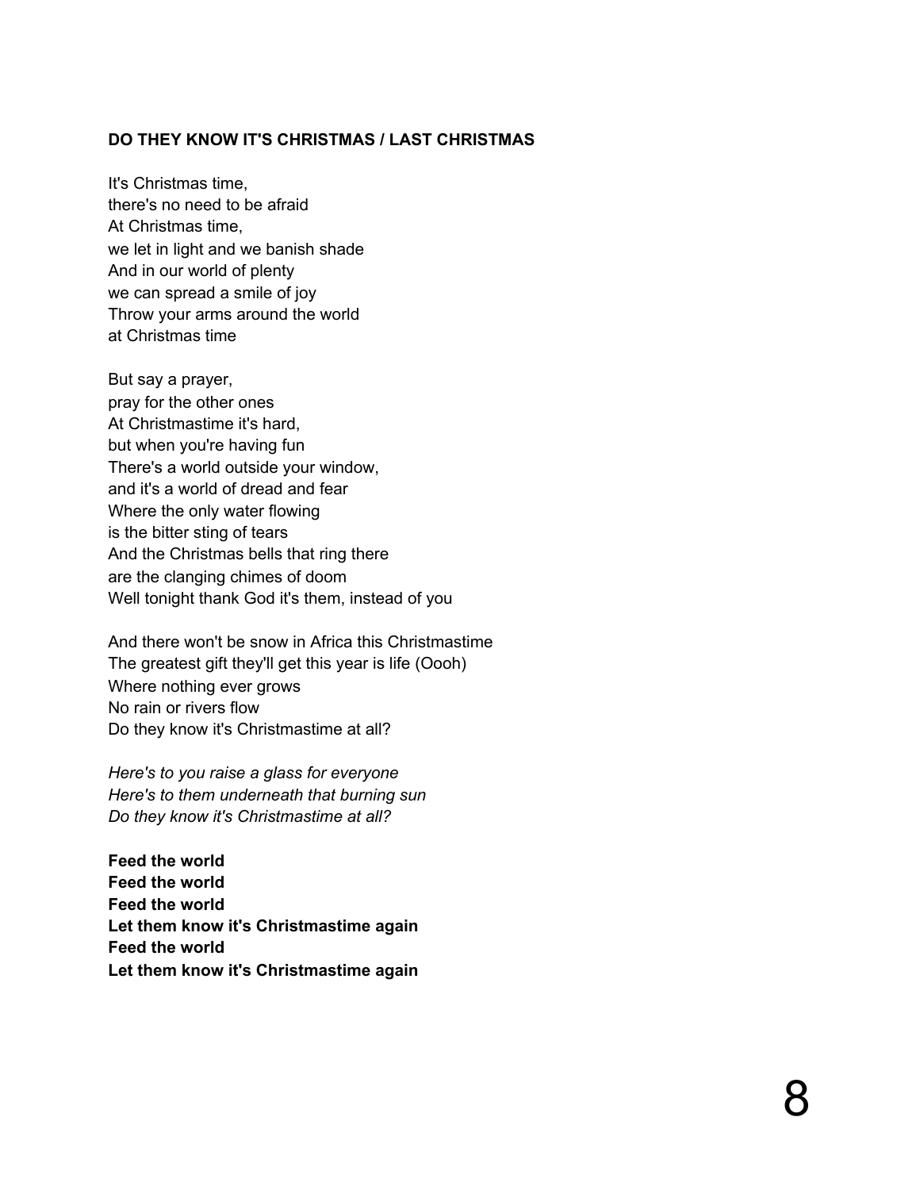**DO THEY KNOW IT'S CHRISTMAS / LAST CHRISTMAS**

It's Christmas time,
there's no need to be afraid
At Christmas time,
we let in light and we banish shade
And in our world of plenty
we can spread a smile of joy
Throw your arms around the world
at Christmas time

But say a prayer,
pray for the other ones
At Christmastime it's hard,
but when you're having fun
There's a world outside your window,
and it's a world of dread and fear
Where the only water flowing
is the bitter sting of tears
And the Christmas bells that ring there
are the clanging chimes of doom
Well tonight thank God it's them, instead of you

And there won't be snow in Africa this Christmastime
The greatest gift they'll get this year is life (Oooh)
Where nothing ever grows
No rain or rivers flow
Do they know it's Christmastime at all?

*Here's to you raise a glass for everyone*
*Here's to them underneath that burning sun*
*Do they know it's Christmastime at all?*

**Feed the world**
**Feed the world**
**Feed the world**
**Let them know it's Christmastime again**
**Feed the world**
**Let them know it's Christmastime again**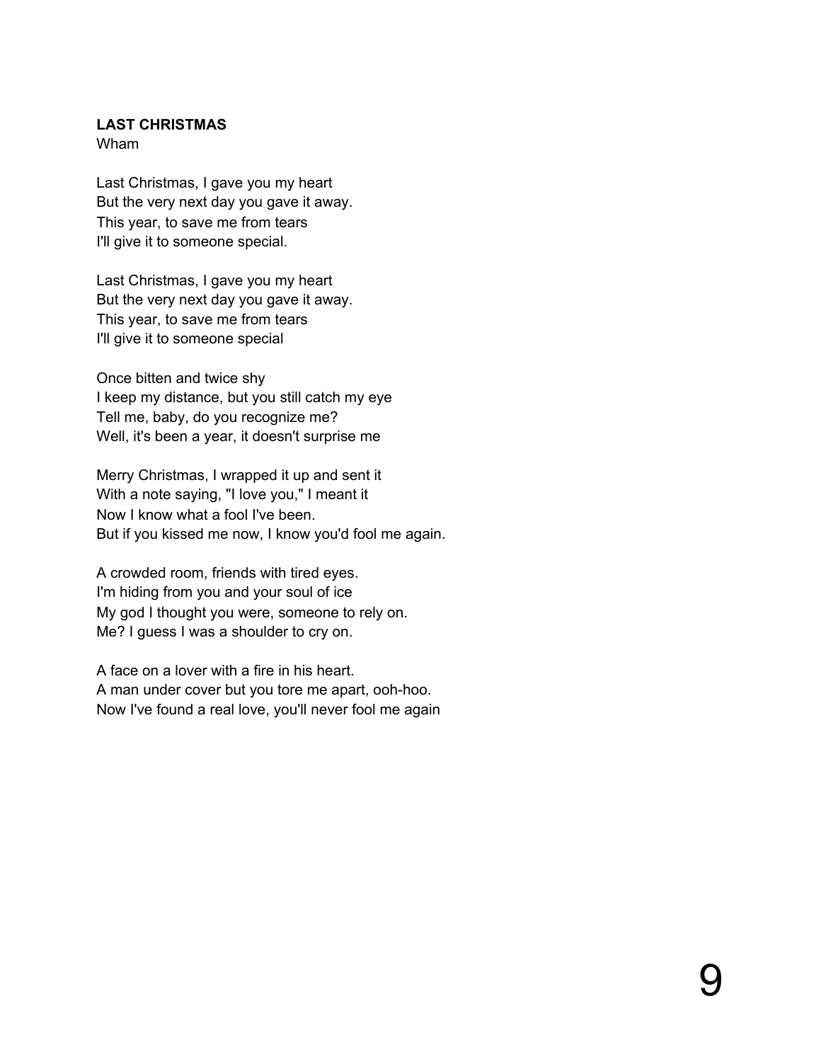**LAST CHRISTMAS**
Wham

Last Christmas, I gave you my heart
But the very next day you gave it away.
This year, to save me from tears
I'll give it to someone special.

Last Christmas, I gave you my heart
But the very next day you gave it away.
This year, to save me from tears
I'll give it to someone special

Once bitten and twice shy
I keep my distance, but you still catch my eye
Tell me, baby, do you recognize me?
Well, it's been a year, it doesn't surprise me

Merry Christmas, I wrapped it up and sent it
With a note saying, "I love you," I meant it
Now I know what a fool I've been.
But if you kissed me now, I know you'd fool me again.

A crowded room, friends with tired eyes.
I'm hiding from you and your soul of ice
My god I thought you were, someone to rely on.
Me? I guess I was a shoulder to cry on.

A face on a lover with a fire in his heart.
A man under cover but you tore me apart, ooh-hoo.
Now I've found a real love, you'll never fool me again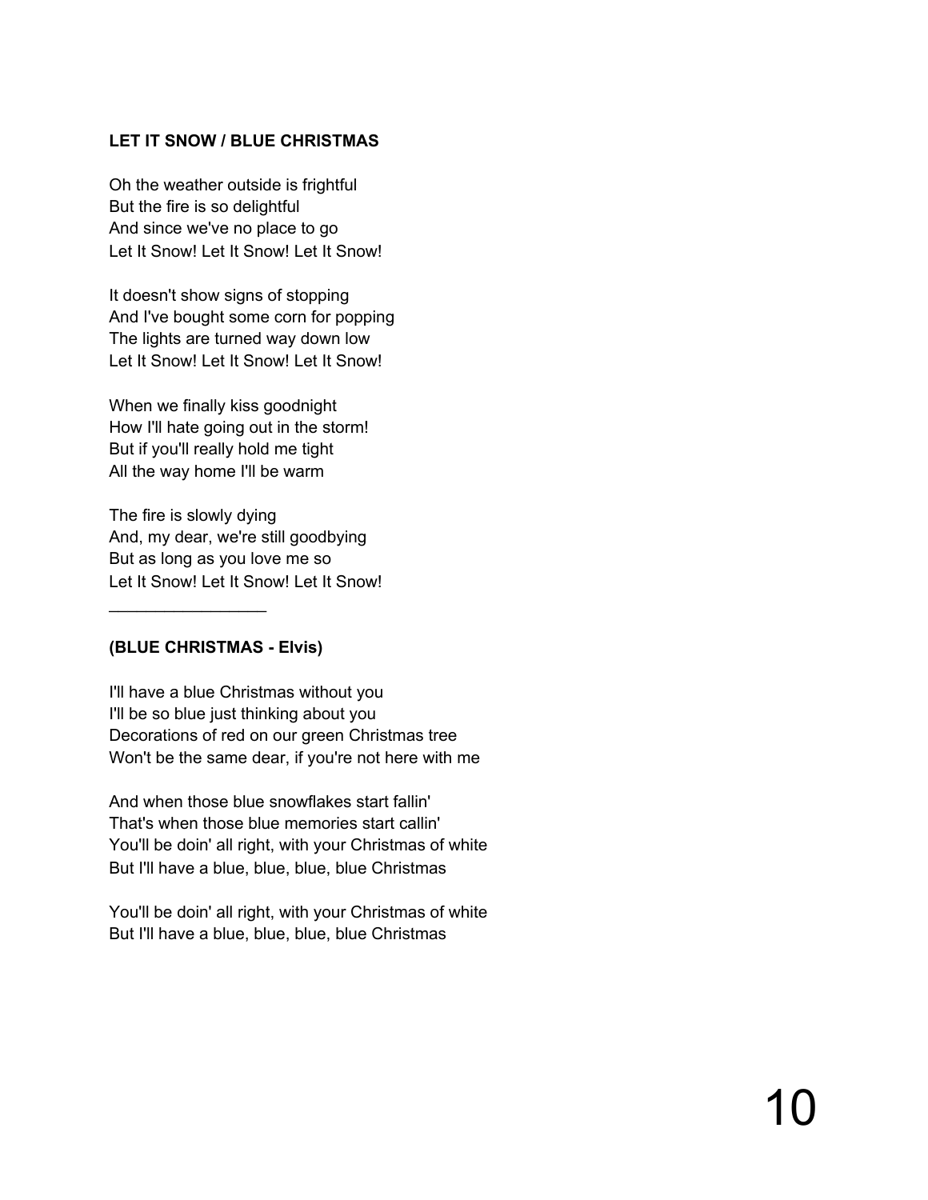**LET IT SNOW / BLUE CHRISTMAS**

Oh the weather outside is frightful  
But the fire is so delightful  
And since we've no place to go  
Let It Snow! Let It Snow! Let It Snow!

It doesn't show signs of stopping  
And I've bought some corn for popping  
The lights are turned way down low  
Let It Snow! Let It Snow! Let It Snow!

When we finally kiss goodnight  
How I'll hate going out in the storm!  
But if you'll really hold me tight  
All the way home I'll be warm

The fire is slowly dying  
And, my dear, we're still goodbying  
But as long as you love me so  
Let It Snow! Let It Snow! Let It Snow!

---

**(BLUE CHRISTMAS - Elvis)**

I'll have a blue Christmas without you  
I'll be so blue just thinking about you  
Decorations of red on our green Christmas tree  
Won't be the same dear, if you're not here with me

And when those blue snowflakes start fallin'  
That's when those blue memories start callin'  
You'll be doin' all right, with your Christmas of white  
But I'll have a blue, blue, blue, blue Christmas

You'll be doin' all right, with your Christmas of white  
But I'll have a blue, blue, blue, blue Christmas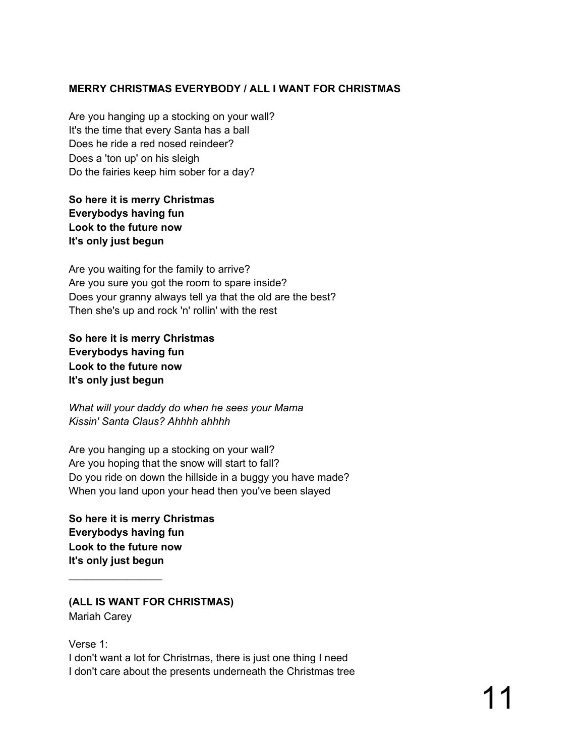**MERRY CHRISTMAS EVERYBODY / ALL I WANT FOR CHRISTMAS**

Are you hanging up a stocking on your wall?
It's the time that every Santa has a ball
Does he ride a red nosed reindeer?
Does a 'ton up' on his sleigh
Do the fairies keep him sober for a day?

**So here it is merry Christmas**
**Everybodys having fun**
**Look to the future now**
**It's only just begun**

Are you waiting for the family to arrive?
Are you sure you got the room to spare inside?
Does your granny always tell ya that the old are the best?
Then she's up and rock 'n' rollin' with the rest

**So here it is merry Christmas**
**Everybodys having fun**
**Look to the future now**
**It's only just begun**

*What will your daddy do when he sees your Mama*
*Kissin' Santa Claus? Ahhhh ahhhh*

Are you hanging up a stocking on your wall?
Are you hoping that the snow will start to fall?
Do you ride on down the hillside in a buggy you have made?
When you land upon your head then you've been slayed

**So here it is merry Christmas**
**Everybodys having fun**
**Look to the future now**
**It's only just begun**

---

**(ALL IS WANT FOR CHRISTMAS)**
Mariah Carey

Verse 1:
I don't want a lot for Christmas, there is just one thing I need
I don't care about the presents underneath the Christmas tree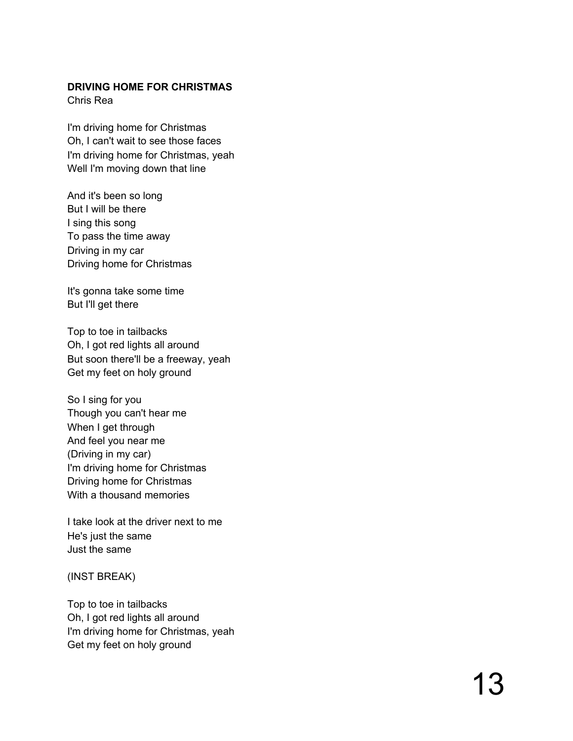**DRIVING HOME FOR CHRISTMAS**
Chris Rea

I'm driving home for Christmas
Oh, I can't wait to see those faces
I'm driving home for Christmas, yeah
Well I'm moving down that line

And it's been so long
But I will be there
I sing this song
To pass the time away
Driving in my car
Driving home for Christmas

It's gonna take some time
But I'll get there

Top to toe in tailbacks
Oh, I got red lights all around
But soon there'll be a freeway, yeah
Get my feet on holy ground

So I sing for you
Though you can't hear me
When I get through
And feel you near me
(Driving in my car)
I'm driving home for Christmas
Driving home for Christmas
With a thousand memories

I take look at the driver next to me
He's just the same
Just the same

(INST BREAK)

Top to toe in tailbacks
Oh, I got red lights all around
I'm driving home for Christmas, yeah
Get my feet on holy ground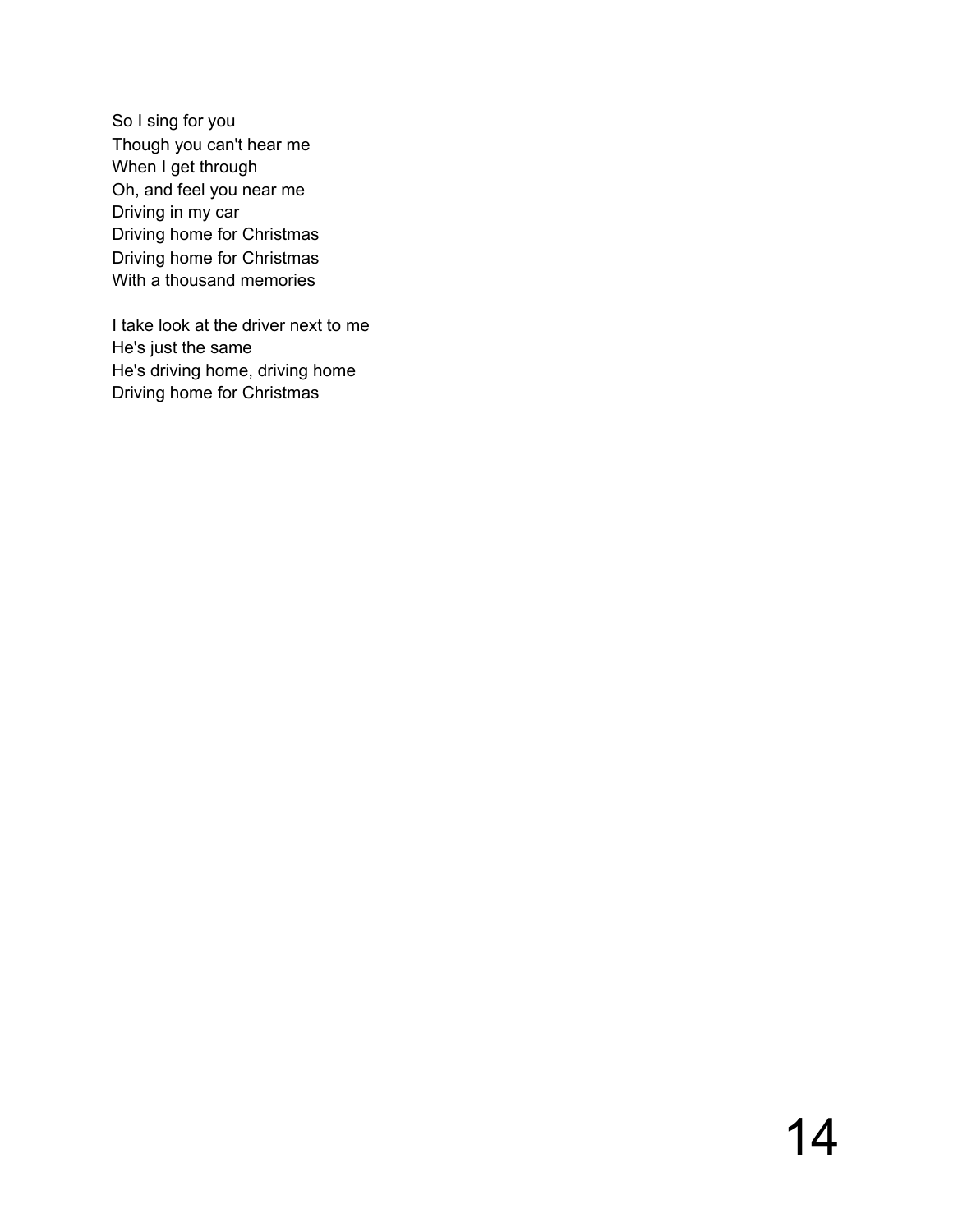So I sing for you  
Though you can't hear me  
When I get through  
Oh, and feel you near me  
Driving in my car  
Driving home for Christmas  
Driving home for Christmas  
With a thousand memories

I take look at the driver next to me  
He's just the same  
He's driving home, driving home  
Driving home for Christmas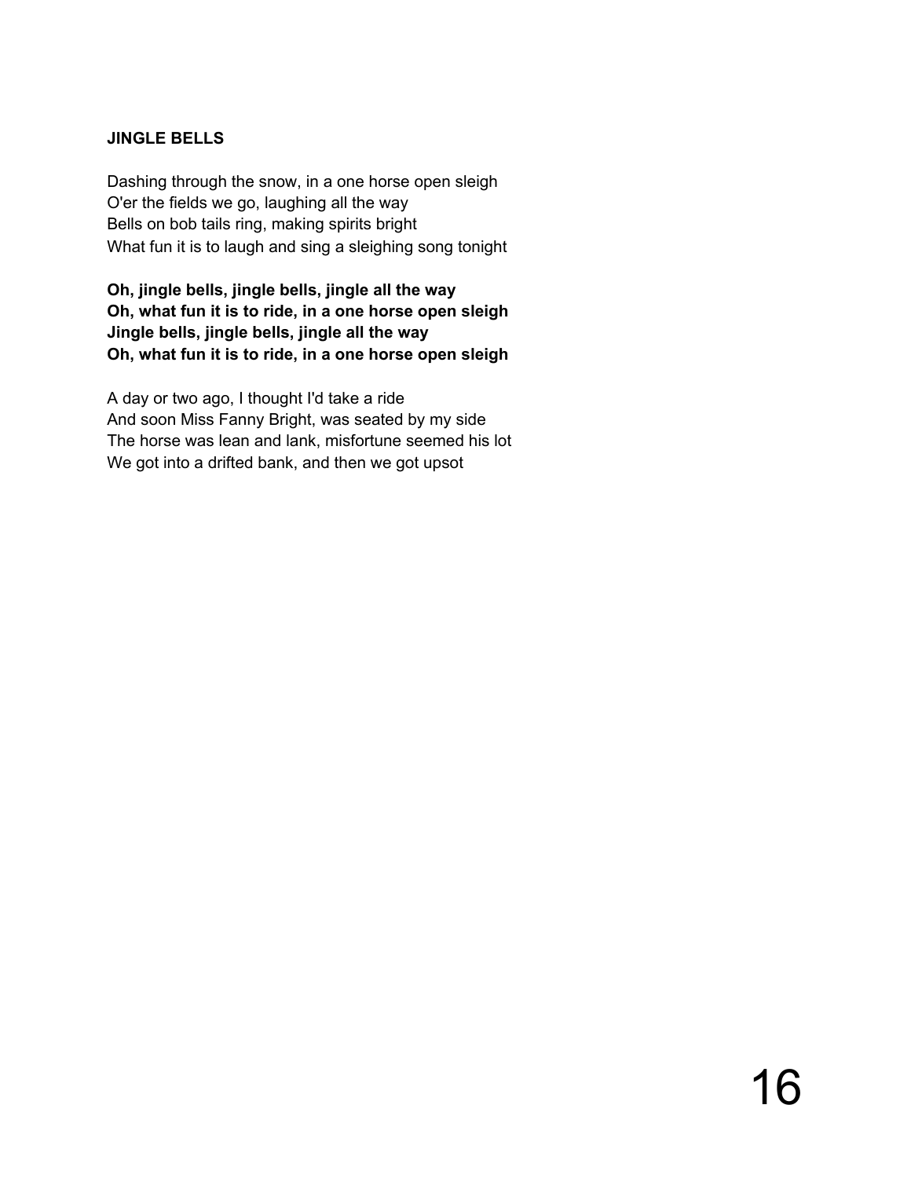**JINGLE BELLS**

Dashing through the snow, in a one horse open sleigh
O'er the fields we go, laughing all the way
Bells on bob tails ring, making spirits bright
What fun it is to laugh and sing a sleighing song tonight

**Oh, jingle bells, jingle bells, jingle all the way**
**Oh, what fun it is to ride, in a one horse open sleigh**
**Jingle bells, jingle bells, jingle all the way**
**Oh, what fun it is to ride, in a one horse open sleigh**

A day or two ago, I thought I'd take a ride
And soon Miss Fanny Bright, was seated by my side
The horse was lean and lank, misfortune seemed his lot
We got into a drifted bank, and then we got upsot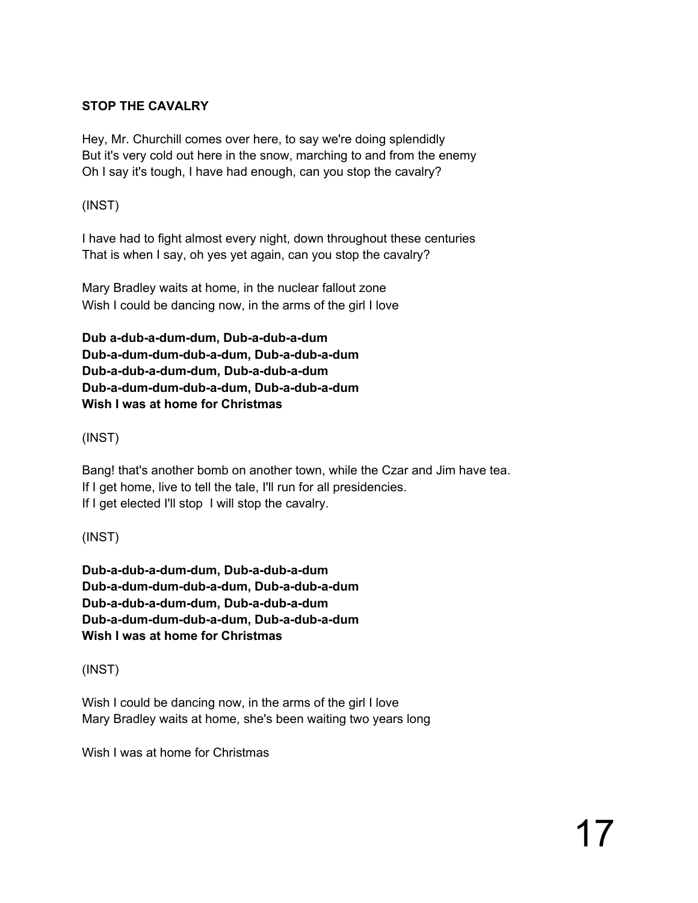**STOP THE CAVALRY**

Hey, Mr. Churchill comes over here, to say we're doing splendidly
But it's very cold out here in the snow, marching to and from the enemy
Oh I say it's tough, I have had enough, can you stop the cavalry?

(INST)

I have had to fight almost every night, down throughout these centuries
That is when I say, oh yes yet again, can you stop the cavalry?

Mary Bradley waits at home, in the nuclear fallout zone
Wish I could be dancing now, in the arms of the girl I love

**Dub a-dub-a-dum-dum, Dub-a-dub-a-dum**
**Dub-a-dum-dum-dub-a-dum, Dub-a-dub-a-dum**
**Dub-a-dub-a-dum-dum, Dub-a-dub-a-dum**
**Dub-a-dum-dum-dub-a-dum, Dub-a-dub-a-dum**
**Wish I was at home for Christmas**

(INST)

Bang! that's another bomb on another town, while the Czar and Jim have tea.
If I get home, live to tell the tale, I'll run for all presidencies.
If I get elected I'll stop  I will stop the cavalry.

(INST)

**Dub-a-dub-a-dum-dum, Dub-a-dub-a-dum**
**Dub-a-dum-dum-dub-a-dum, Dub-a-dub-a-dum**
**Dub-a-dub-a-dum-dum, Dub-a-dub-a-dum**
**Dub-a-dum-dum-dub-a-dum, Dub-a-dub-a-dum**
**Wish I was at home for Christmas**

(INST)

Wish I could be dancing now, in the arms of the girl I love
Mary Bradley waits at home, she's been waiting two years long

Wish I was at home for Christmas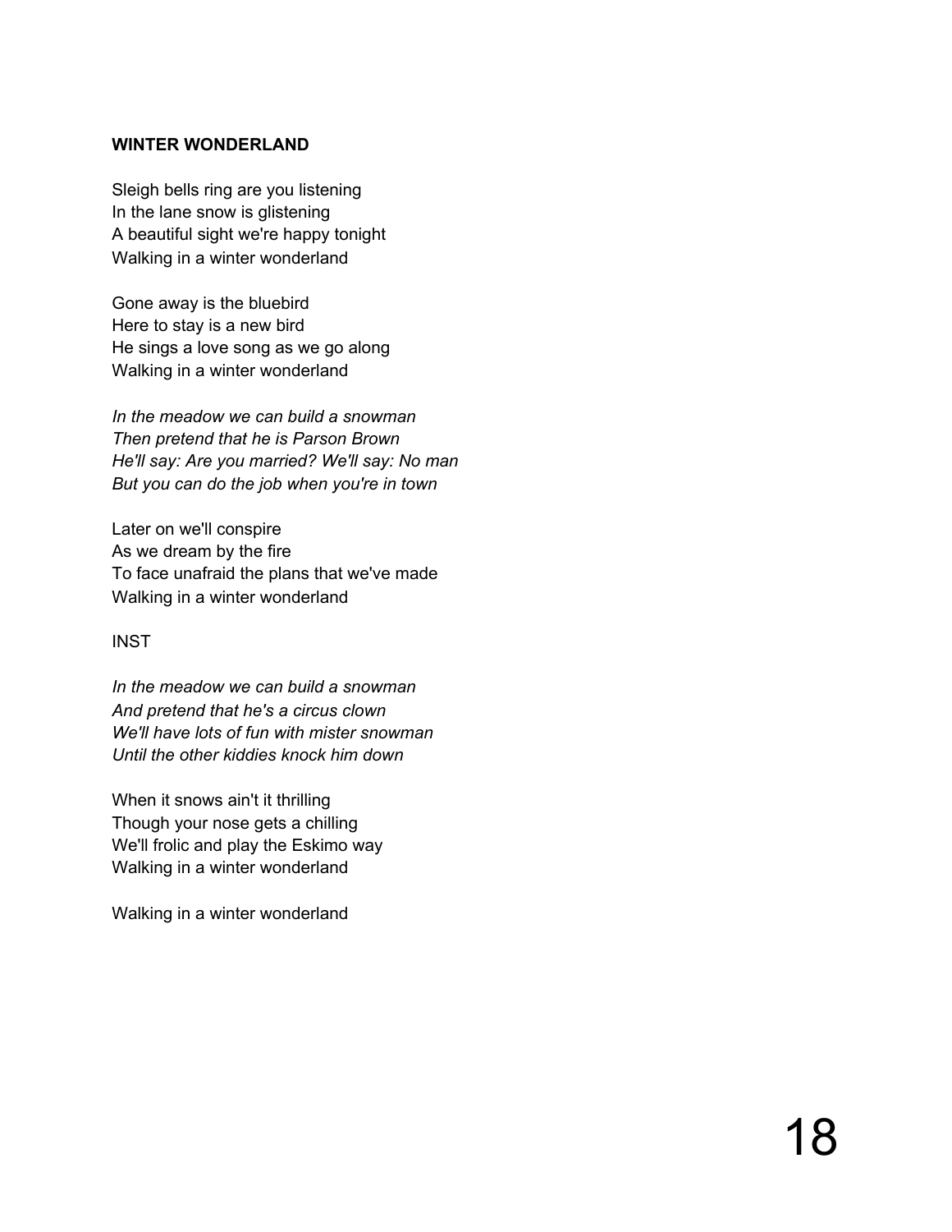**WINTER WONDERLAND**

Sleigh bells ring are you listening
In the lane snow is glistening
A beautiful sight we're happy tonight
Walking in a winter wonderland

Gone away is the bluebird
Here to stay is a new bird
He sings a love song as we go along
Walking in a winter wonderland

*In the meadow we can build a snowman*
*Then pretend that he is Parson Brown*
*He'll say: Are you married? We'll say: No man*
*But you can do the job when you're in town*

Later on we'll conspire
As we dream by the fire
To face unafraid the plans that we've made
Walking in a winter wonderland

INST

*In the meadow we can build a snowman*
*And pretend that he's a circus clown*
*We'll have lots of fun with mister snowman*
*Until the other kiddies knock him down*

When it snows ain't it thrilling
Though your nose gets a chilling
We'll frolic and play the Eskimo way
Walking in a winter wonderland

Walking in a winter wonderland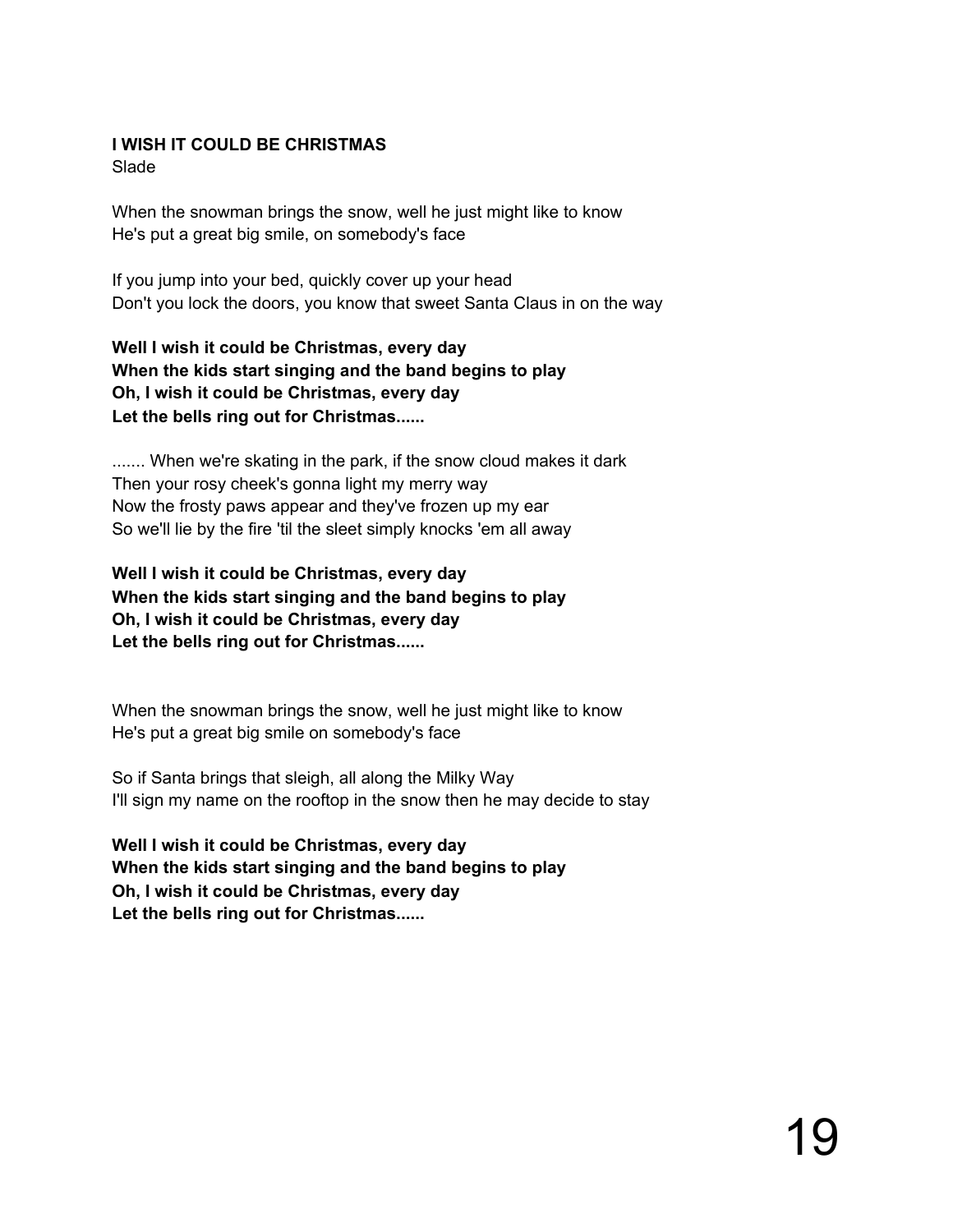**I WISH IT COULD BE CHRISTMAS**
Slade

When the snowman brings the snow, well he just might like to know
He's put a great big smile, on somebody's face

If you jump into your bed, quickly cover up your head
Don't you lock the doors, you know that sweet Santa Claus in on the way

**Well I wish it could be Christmas, every day**
**When the kids start singing and the band begins to play**
**Oh, I wish it could be Christmas, every day**
**Let the bells ring out for Christmas......**

....... When we're skating in the park, if the snow cloud makes it dark
Then your rosy cheek's gonna light my merry way
Now the frosty paws appear and they've frozen up my ear
So we'll lie by the fire 'til the sleet simply knocks 'em all away

**Well I wish it could be Christmas, every day**
**When the kids start singing and the band begins to play**
**Oh, I wish it could be Christmas, every day**
**Let the bells ring out for Christmas......**

When the snowman brings the snow, well he just might like to know
He's put a great big smile on somebody's face

So if Santa brings that sleigh, all along the Milky Way
I'll sign my name on the rooftop in the snow then he may decide to stay

**Well I wish it could be Christmas, every day**
**When the kids start singing and the band begins to play**
**Oh, I wish it could be Christmas, every day**
**Let the bells ring out for Christmas......**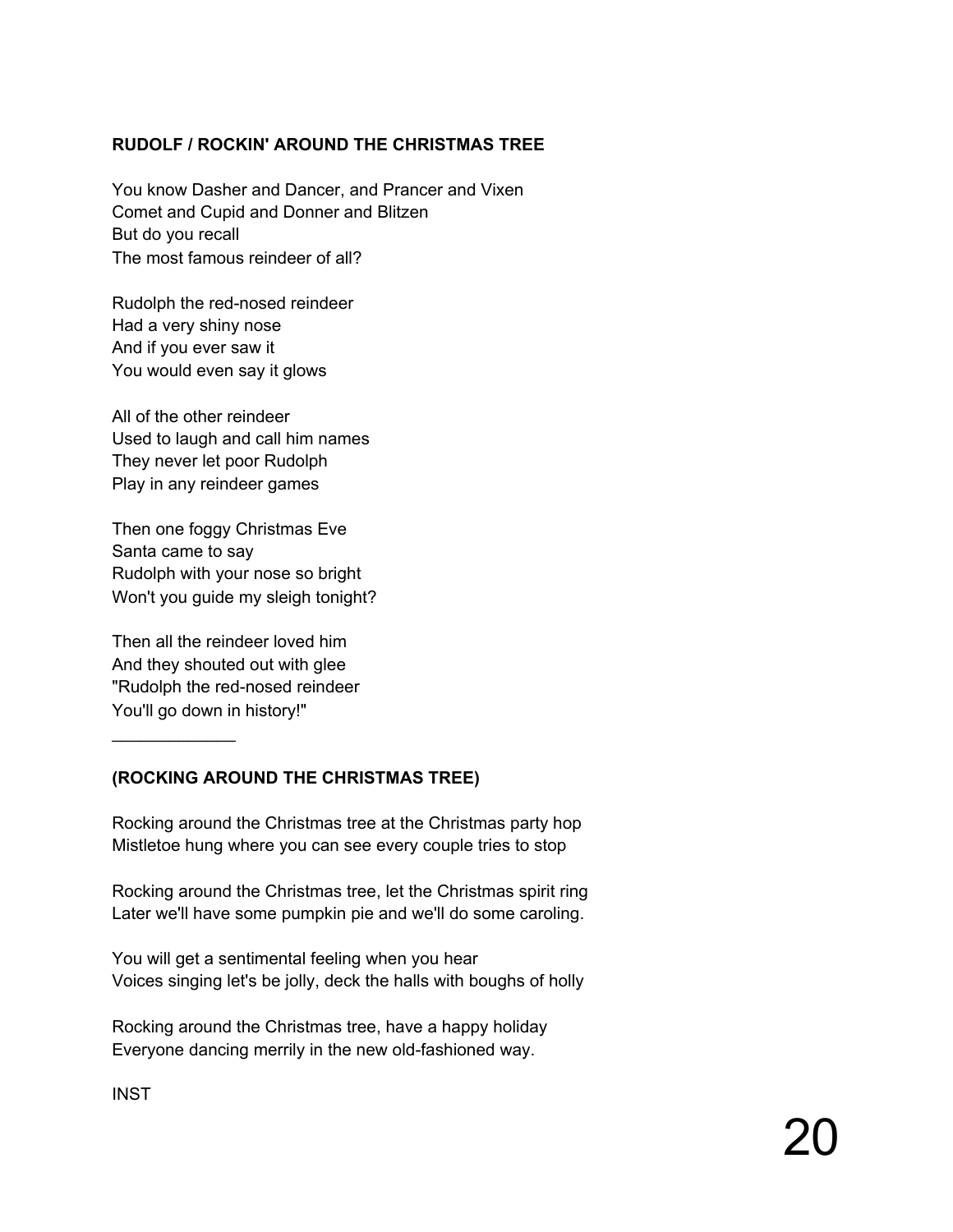**RUDOLF / ROCKIN' AROUND THE CHRISTMAS TREE**

You know Dasher and Dancer, and Prancer and Vixen
Comet and Cupid and Donner and Blitzen
But do you recall
The most famous reindeer of all?

Rudolph the red-nosed reindeer
Had a very shiny nose
And if you ever saw it
You would even say it glows

All of the other reindeer
Used to laugh and call him names
They never let poor Rudolph
Play in any reindeer games

Then one foggy Christmas Eve
Santa came to say
Rudolph with your nose so bright
Won't you guide my sleigh tonight?

Then all the reindeer loved him
And they shouted out with glee
"Rudolph the red-nosed reindeer
You'll go down in history!"

---

**(ROCKING AROUND THE CHRISTMAS TREE)**

Rocking around the Christmas tree at the Christmas party hop
Mistletoe hung where you can see every couple tries to stop

Rocking around the Christmas tree, let the Christmas spirit ring
Later we'll have some pumpkin pie and we'll do some caroling.

You will get a sentimental feeling when you hear
Voices singing let's be jolly, deck the halls with boughs of holly

Rocking around the Christmas tree, have a happy holiday
Everyone dancing merrily in the new old-fashioned way.

INST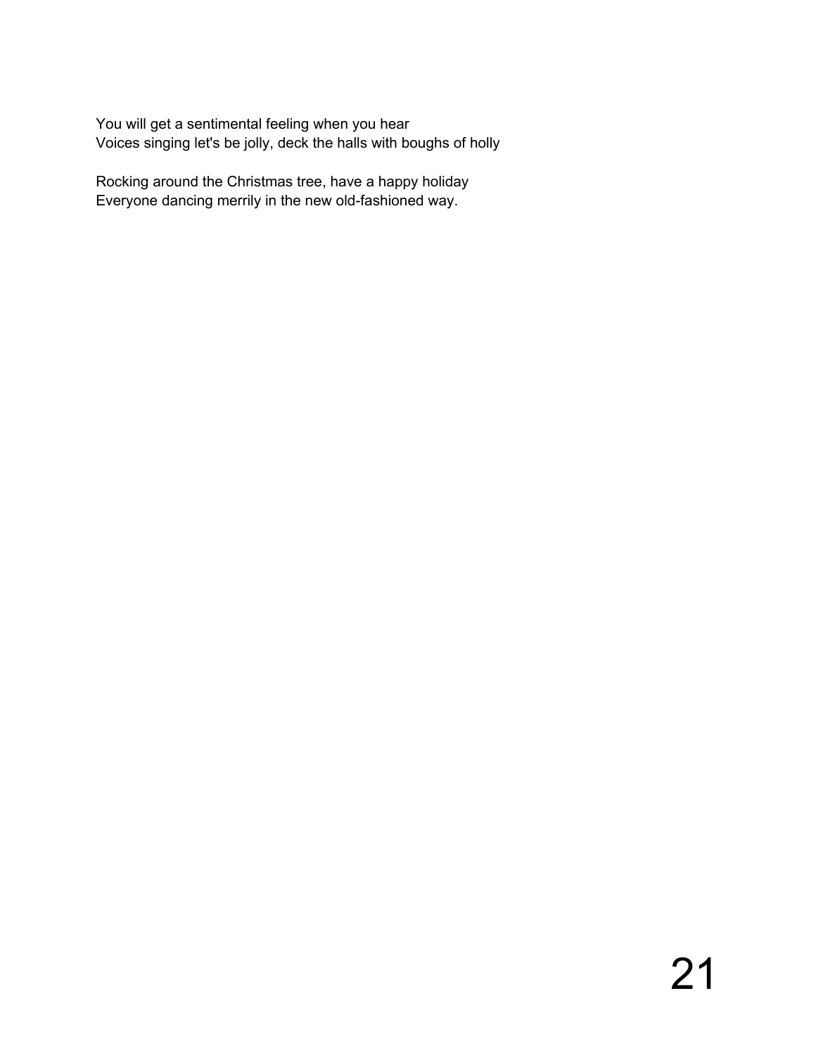You will get a sentimental feeling when you hear
Voices singing let's be jolly, deck the halls with boughs of holly

Rocking around the Christmas tree, have a happy holiday
Everyone dancing merrily in the new old-fashioned way.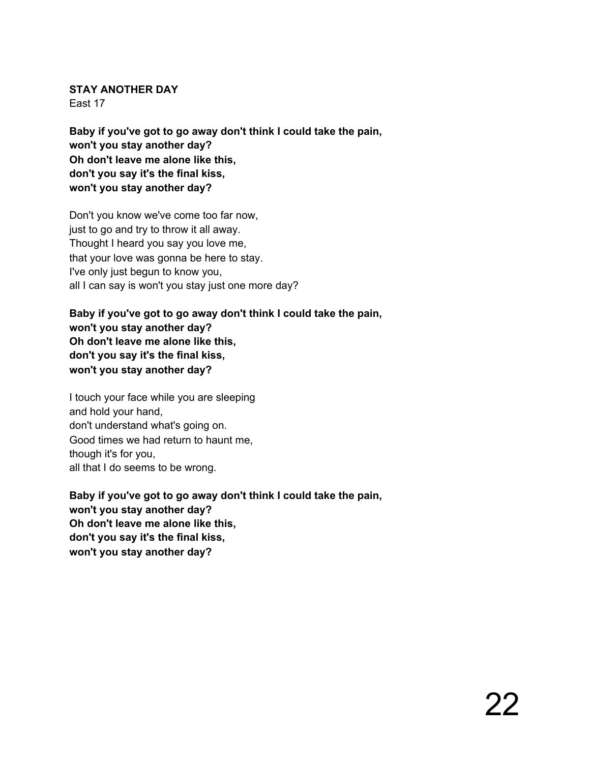**STAY ANOTHER DAY**
East 17

**Baby if you've got to go away don't think I could take the pain,**
**won't you stay another day?**
**Oh don't leave me alone like this,**
**don't you say it's the final kiss,**
**won't you stay another day?**

Don't you know we've come too far now,
just to go and try to throw it all away.
Thought I heard you say you love me,
that your love was gonna be here to stay.
I've only just begun to know you,
all I can say is won't you stay just one more day?

**Baby if you've got to go away don't think I could take the pain,**
**won't you stay another day?**
**Oh don't leave me alone like this,**
**don't you say it's the final kiss,**
**won't you stay another day?**

I touch your face while you are sleeping
and hold your hand,
don't understand what's going on.
Good times we had return to haunt me,
though it's for you,
all that I do seems to be wrong.

**Baby if you've got to go away don't think I could take the pain,**
**won't you stay another day?**
**Oh don't leave me alone like this,**
**don't you say it's the final kiss,**
**won't you stay another day?**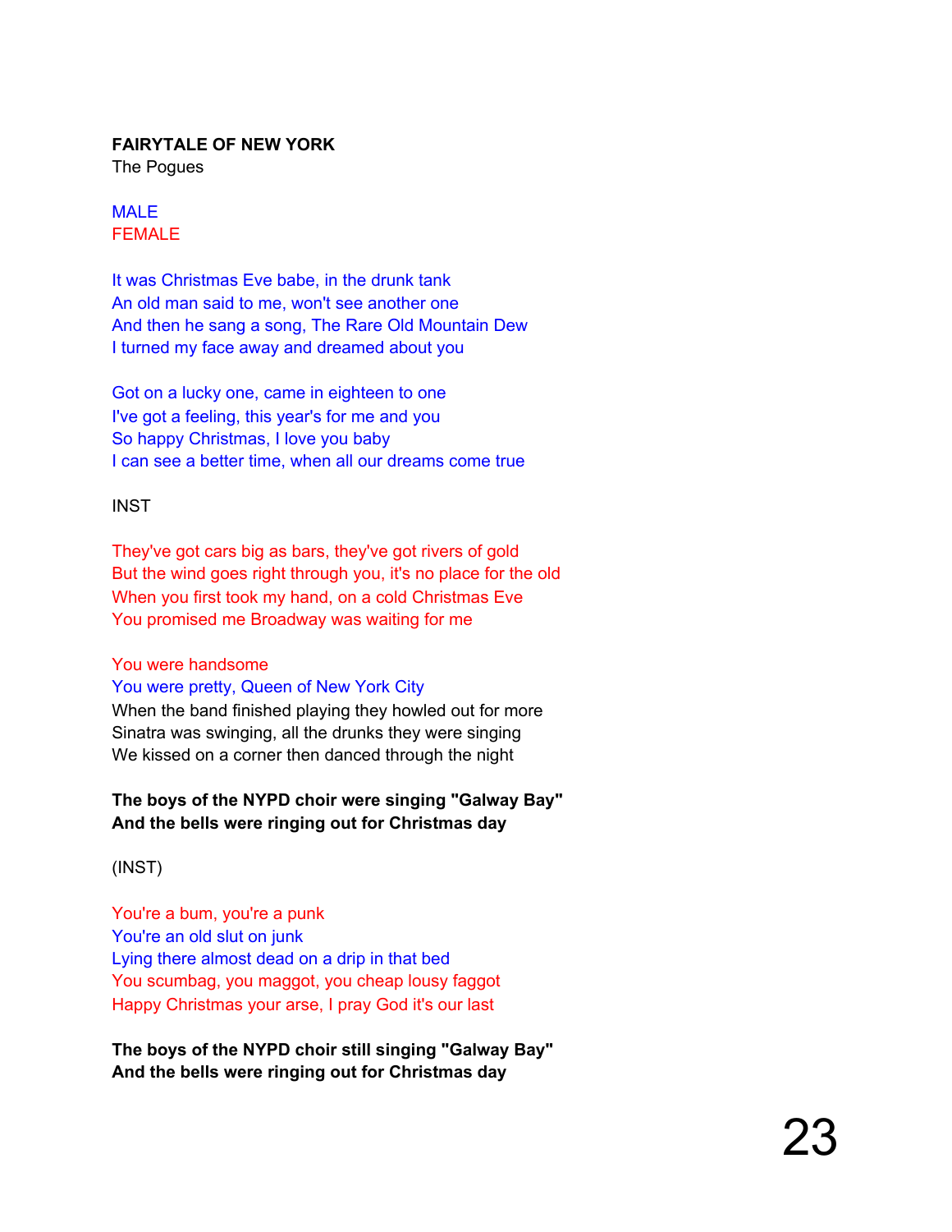**FAIRYTALE OF NEW YORK**
The Pogues

MALE
FEMALE

It was Christmas Eve babe, in the drunk tank
An old man said to me, won't see another one
And then he sang a song, The Rare Old Mountain Dew
I turned my face away and dreamed about you

Got on a lucky one, came in eighteen to one
I've got a feeling, this year's for me and you
So happy Christmas, I love you baby
I can see a better time, when all our dreams come true

INST

They've got cars big as bars, they've got rivers of gold
But the wind goes right through you, it's no place for the old
When you first took my hand, on a cold Christmas Eve
You promised me Broadway was waiting for me

You were handsome
You were pretty, Queen of New York City
When the band finished playing they howled out for more
Sinatra was swinging, all the drunks they were singing
We kissed on a corner then danced through the night

**The boys of the NYPD choir were singing "Galway Bay"**
**And the bells were ringing out for Christmas day**

(INST)

You're a bum, you're a punk
You're an old slut on junk
Lying there almost dead on a drip in that bed
You scumbag, you maggot, you cheap lousy faggot
Happy Christmas your arse, I pray God it's our last

**The boys of the NYPD choir still singing "Galway Bay"**
**And the bells were ringing out for Christmas day**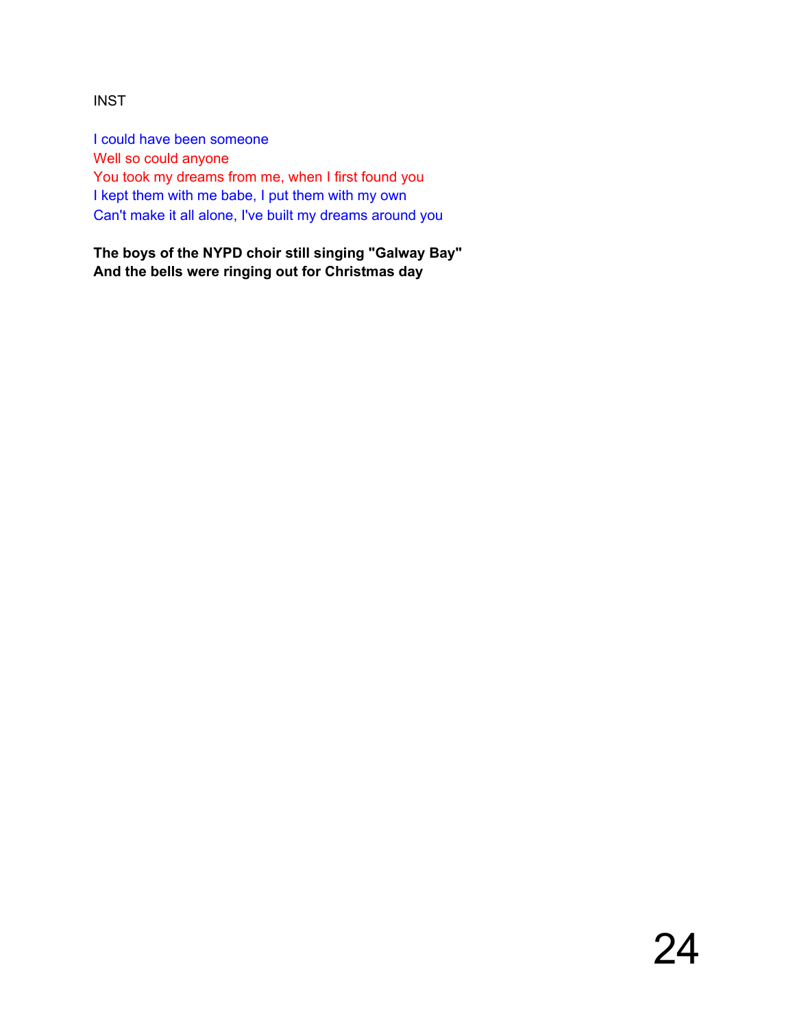INST

I could have been someone
Well so could anyone
You took my dreams from me, when I first found you
I kept them with me babe, I put them with my own
Can't make it all alone, I've built my dreams around you

**The boys of the NYPD choir still singing "Galway Bay"**
**And the bells were ringing out for Christmas day**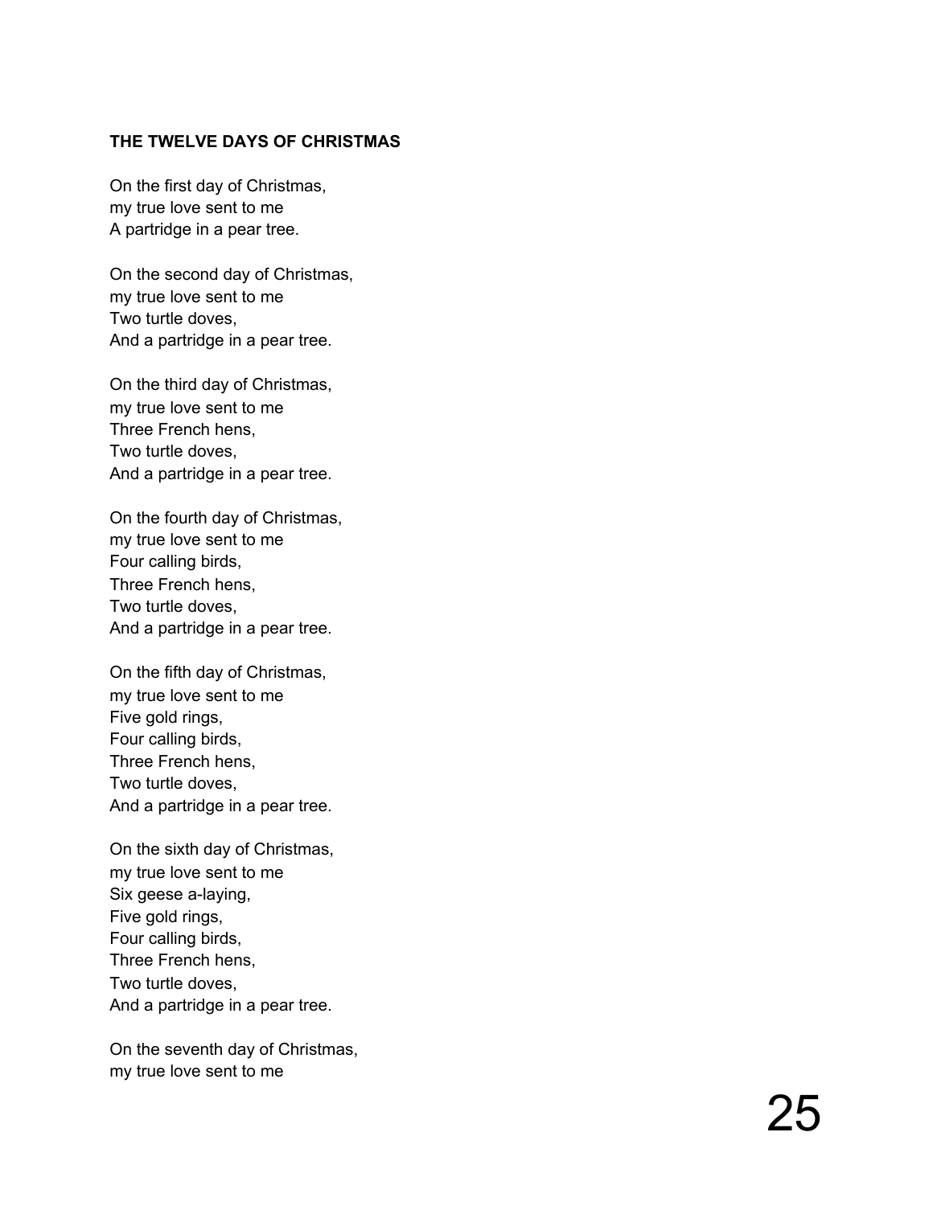**THE TWELVE DAYS OF CHRISTMAS**

On the first day of Christmas,  
my true love sent to me  
A partridge in a pear tree.

On the second day of Christmas,  
my true love sent to me  
Two turtle doves,  
And a partridge in a pear tree.

On the third day of Christmas,  
my true love sent to me  
Three French hens,  
Two turtle doves,  
And a partridge in a pear tree.

On the fourth day of Christmas,  
my true love sent to me  
Four calling birds,  
Three French hens,  
Two turtle doves,  
And a partridge in a pear tree.

On the fifth day of Christmas,  
my true love sent to me  
Five gold rings,  
Four calling birds,  
Three French hens,  
Two turtle doves,  
And a partridge in a pear tree.

On the sixth day of Christmas,  
my true love sent to me  
Six geese a-laying,  
Five gold rings,  
Four calling birds,  
Three French hens,  
Two turtle doves,  
And a partridge in a pear tree.

On the seventh day of Christmas,  
my true love sent to me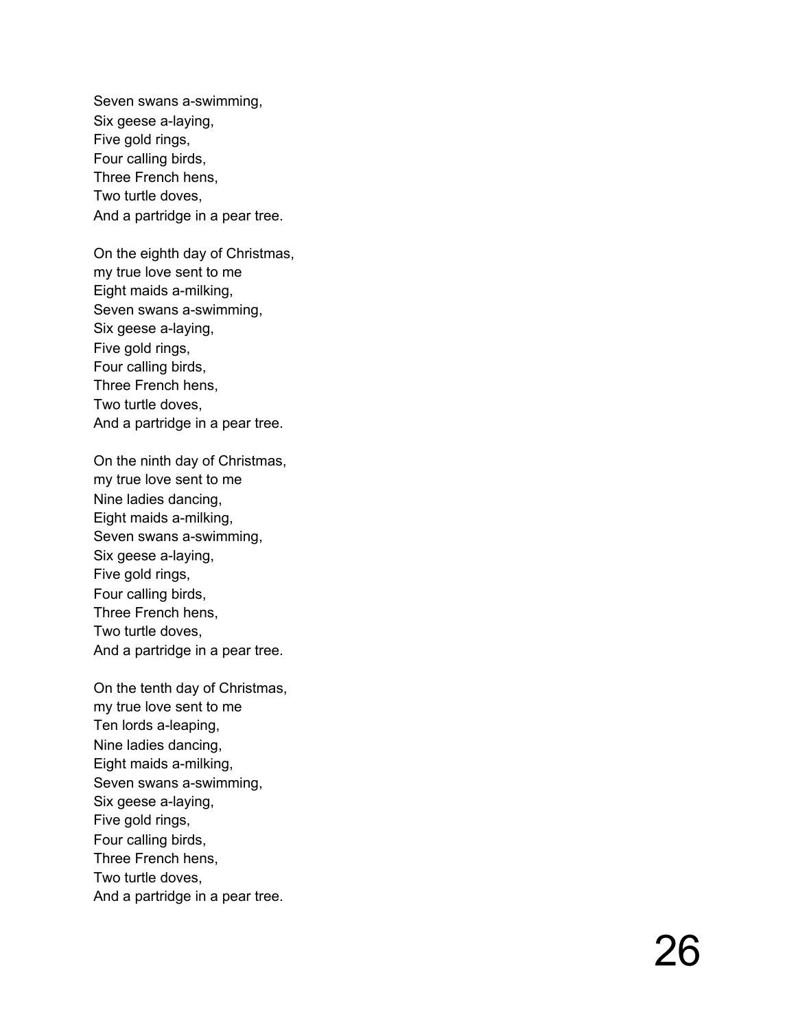Seven swans a-swimming,
Six geese a-laying,
Five gold rings,
Four calling birds,
Three French hens,
Two turtle doves,
And a partridge in a pear tree.

On the eighth day of Christmas,
my true love sent to me
Eight maids a-milking,
Seven swans a-swimming,
Six geese a-laying,
Five gold rings,
Four calling birds,
Three French hens,
Two turtle doves,
And a partridge in a pear tree.

On the ninth day of Christmas,
my true love sent to me
Nine ladies dancing,
Eight maids a-milking,
Seven swans a-swimming,
Six geese a-laying,
Five gold rings,
Four calling birds,
Three French hens,
Two turtle doves,
And a partridge in a pear tree.

On the tenth day of Christmas,
my true love sent to me
Ten lords a-leaping,
Nine ladies dancing,
Eight maids a-milking,
Seven swans a-swimming,
Six geese a-laying,
Five gold rings,
Four calling birds,
Three French hens,
Two turtle doves,
And a partridge in a pear tree.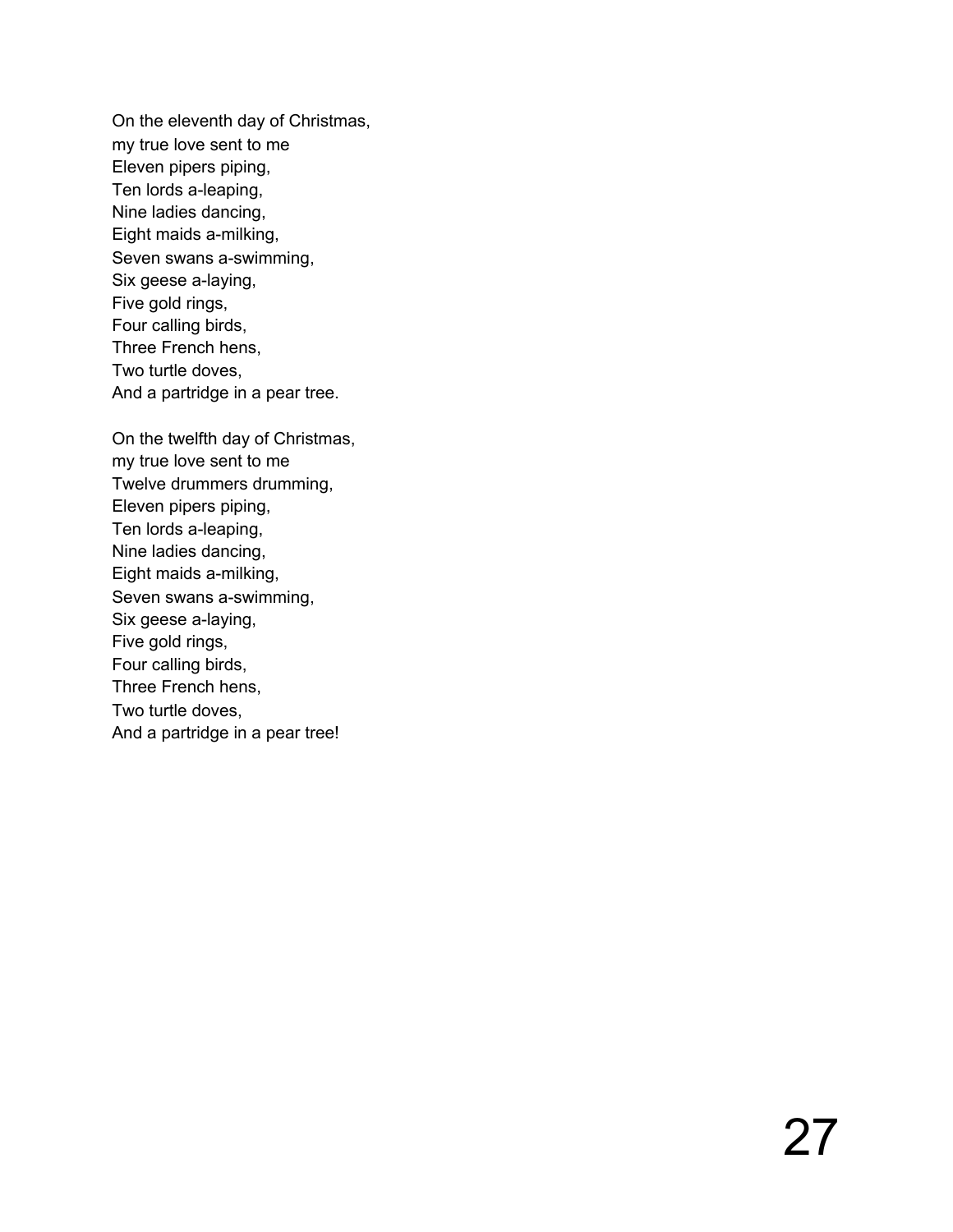On the eleventh day of Christmas,  
my true love sent to me  
Eleven pipers piping,  
Ten lords a-leaping,  
Nine ladies dancing,  
Eight maids a-milking,  
Seven swans a-swimming,  
Six geese a-laying,  
Five gold rings,  
Four calling birds,  
Three French hens,  
Two turtle doves,  
And a partridge in a pear tree.

On the twelfth day of Christmas,  
my true love sent to me  
Twelve drummers drumming,  
Eleven pipers piping,  
Ten lords a-leaping,  
Nine ladies dancing,  
Eight maids a-milking,  
Seven swans a-swimming,  
Six geese a-laying,  
Five gold rings,  
Four calling birds,  
Three French hens,  
Two turtle doves,  
And a partridge in a pear tree!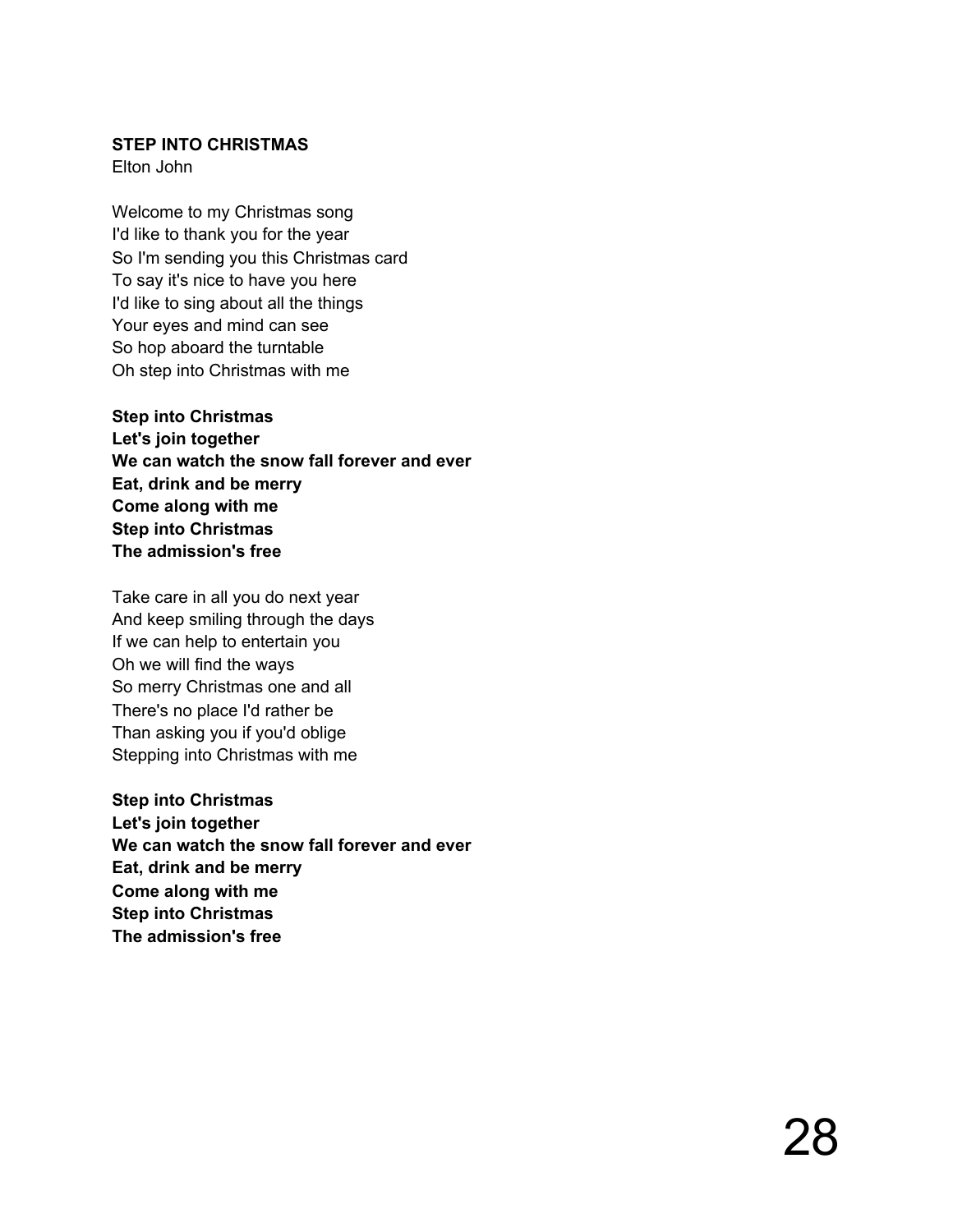**STEP INTO CHRISTMAS**
Elton John

Welcome to my Christmas song
I'd like to thank you for the year
So I'm sending you this Christmas card
To say it's nice to have you here
I'd like to sing about all the things
Your eyes and mind can see
So hop aboard the turntable
Oh step into Christmas with me

**Step into Christmas**
**Let's join together**
**We can watch the snow fall forever and ever**
**Eat, drink and be merry**
**Come along with me**
**Step into Christmas**
**The admission's free**

Take care in all you do next year
And keep smiling through the days
If we can help to entertain you
Oh we will find the ways
So merry Christmas one and all
There's no place I'd rather be
Than asking you if you'd oblige
Stepping into Christmas with me

**Step into Christmas**
**Let's join together**
**We can watch the snow fall forever and ever**
**Eat, drink and be merry**
**Come along with me**
**Step into Christmas**
**The admission's free**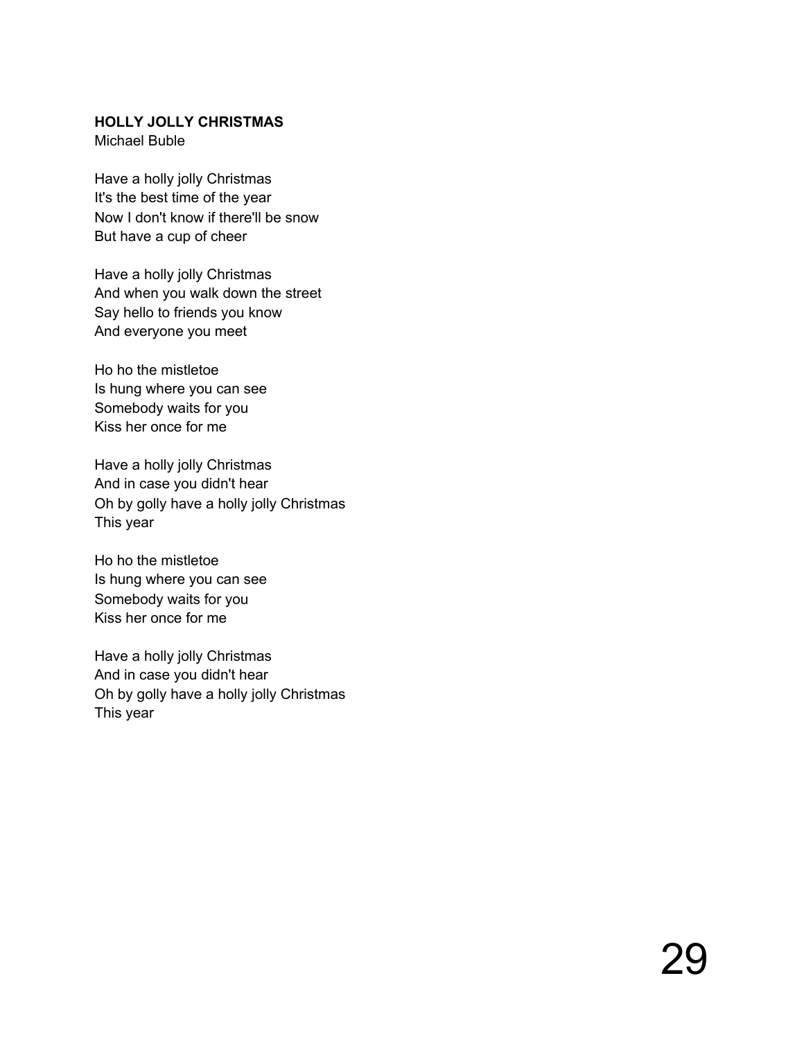**HOLLY JOLLY CHRISTMAS**
Michael Buble

Have a holly jolly Christmas
It's the best time of the year
Now I don't know if there'll be snow
But have a cup of cheer

Have a holly jolly Christmas
And when you walk down the street
Say hello to friends you know
And everyone you meet

Ho ho the mistletoe
Is hung where you can see
Somebody waits for you
Kiss her once for me

Have a holly jolly Christmas
And in case you didn't hear
Oh by golly have a holly jolly Christmas
This year

Ho ho the mistletoe
Is hung where you can see
Somebody waits for you
Kiss her once for me

Have a holly jolly Christmas
And in case you didn't hear
Oh by golly have a holly jolly Christmas
This year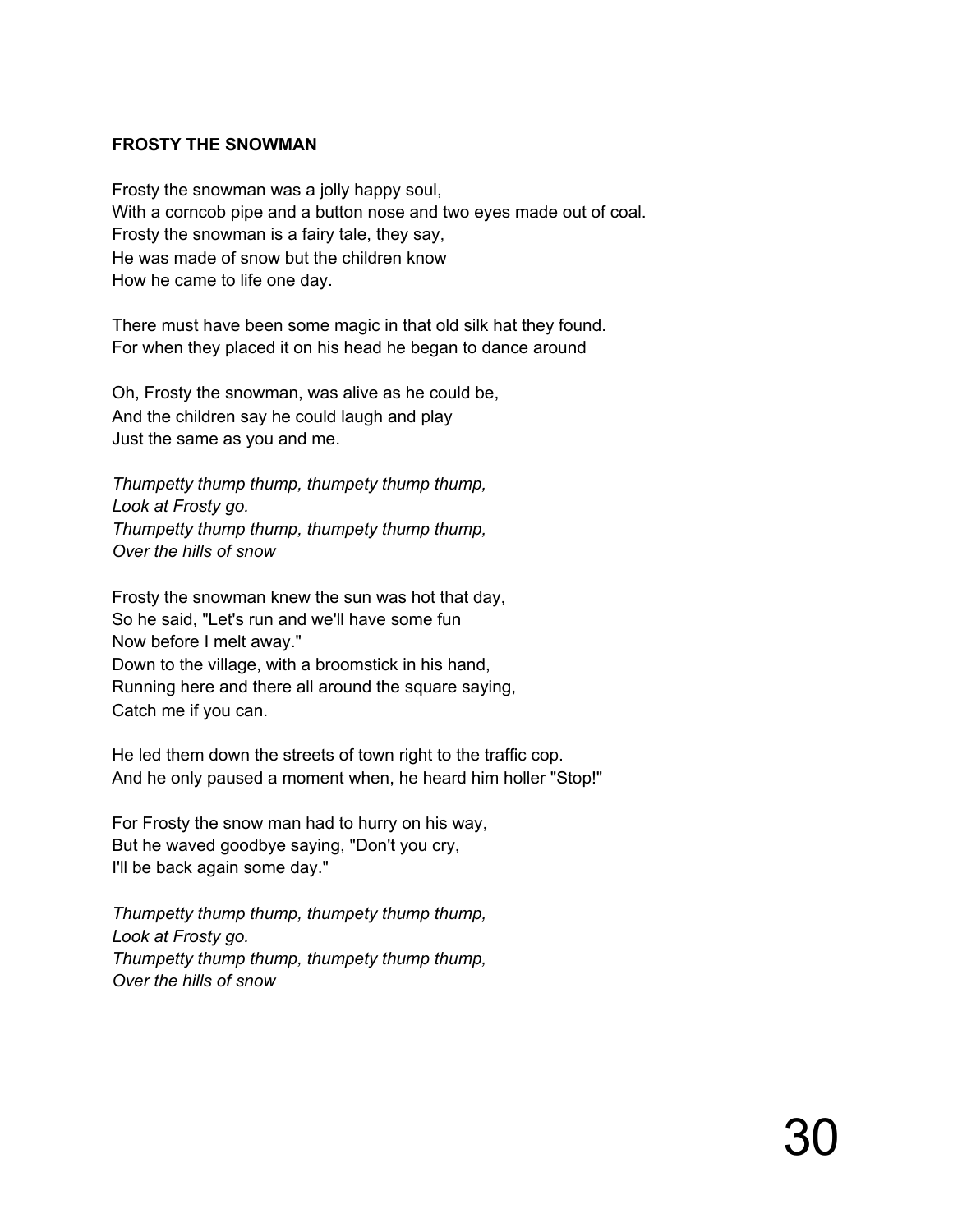**FROSTY THE SNOWMAN**

Frosty the snowman was a jolly happy soul,
With a corncob pipe and a button nose and two eyes made out of coal.
Frosty the snowman is a fairy tale, they say,
He was made of snow but the children know
How he came to life one day.

There must have been some magic in that old silk hat they found.
For when they placed it on his head he began to dance around

Oh, Frosty the snowman, was alive as he could be,
And the children say he could laugh and play
Just the same as you and me.

*Thumpetty thump thump, thumpety thump thump,*
*Look at Frosty go.*
*Thumpetty thump thump, thumpety thump thump,*
*Over the hills of snow*

Frosty the snowman knew the sun was hot that day,
So he said, "Let's run and we'll have some fun
Now before I melt away."
Down to the village, with a broomstick in his hand,
Running here and there all around the square saying,
Catch me if you can.

He led them down the streets of town right to the traffic cop.
And he only paused a moment when, he heard him holler "Stop!"

For Frosty the snow man had to hurry on his way,
But he waved goodbye saying, "Don't you cry,
I'll be back again some day."

*Thumpetty thump thump, thumpety thump thump,*
*Look at Frosty go.*
*Thumpetty thump thump, thumpety thump thump,*
*Over the hills of snow*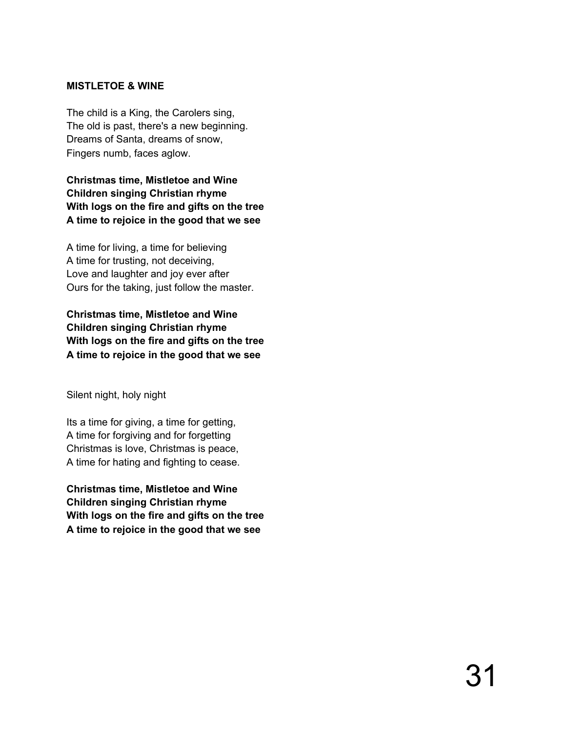**MISTLETOE & WINE**

The child is a King, the Carolers sing,
The old is past, there's a new beginning.
Dreams of Santa, dreams of snow,
Fingers numb, faces aglow.

**Christmas time, Mistletoe and Wine**
**Children singing Christian rhyme**
**With logs on the fire and gifts on the tree**
**A time to rejoice in the good that we see**

A time for living, a time for believing
A time for trusting, not deceiving,
Love and laughter and joy ever after
Ours for the taking, just follow the master.

**Christmas time, Mistletoe and Wine**
**Children singing Christian rhyme**
**With logs on the fire and gifts on the tree**
**A time to rejoice in the good that we see**

Silent night, holy night

Its a time for giving, a time for getting,
A time for forgiving and for forgetting
Christmas is love, Christmas is peace,
A time for hating and fighting to cease.

**Christmas time, Mistletoe and Wine**
**Children singing Christian rhyme**
**With logs on the fire and gifts on the tree**
**A time to rejoice in the good that we see**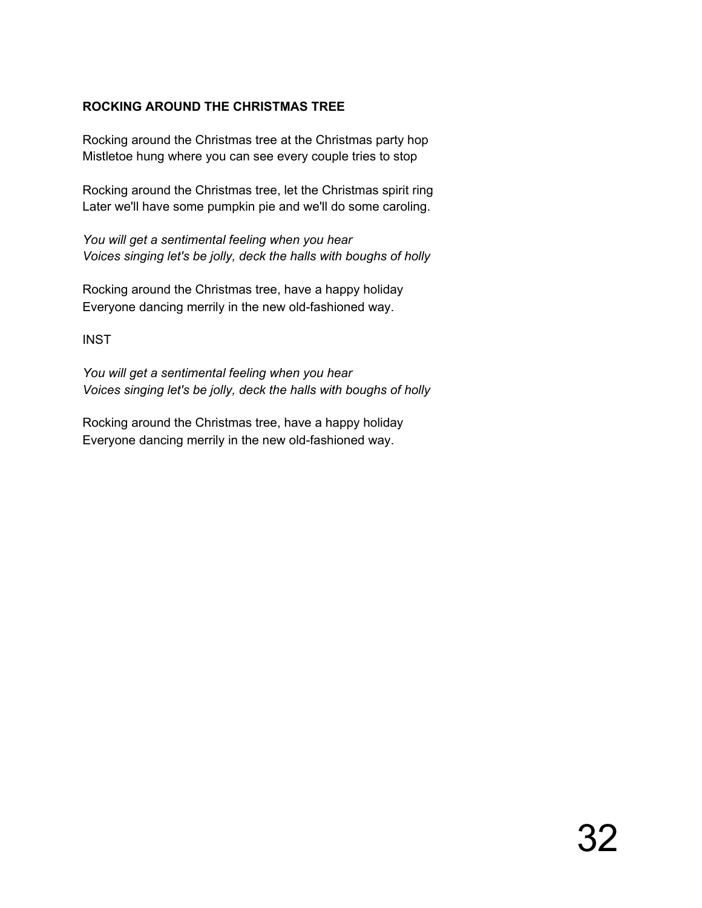**ROCKING AROUND THE CHRISTMAS TREE**

Rocking around the Christmas tree at the Christmas party hop
Mistletoe hung where you can see every couple tries to stop

Rocking around the Christmas tree, let the Christmas spirit ring
Later we'll have some pumpkin pie and we'll do some caroling.

*You will get a sentimental feeling when you hear*
*Voices singing let's be jolly, deck the halls with boughs of holly*

Rocking around the Christmas tree, have a happy holiday
Everyone dancing merrily in the new old-fashioned way.

INST

*You will get a sentimental feeling when you hear*
*Voices singing let's be jolly, deck the halls with boughs of holly*

Rocking around the Christmas tree, have a happy holiday
Everyone dancing merrily in the new old-fashioned way.